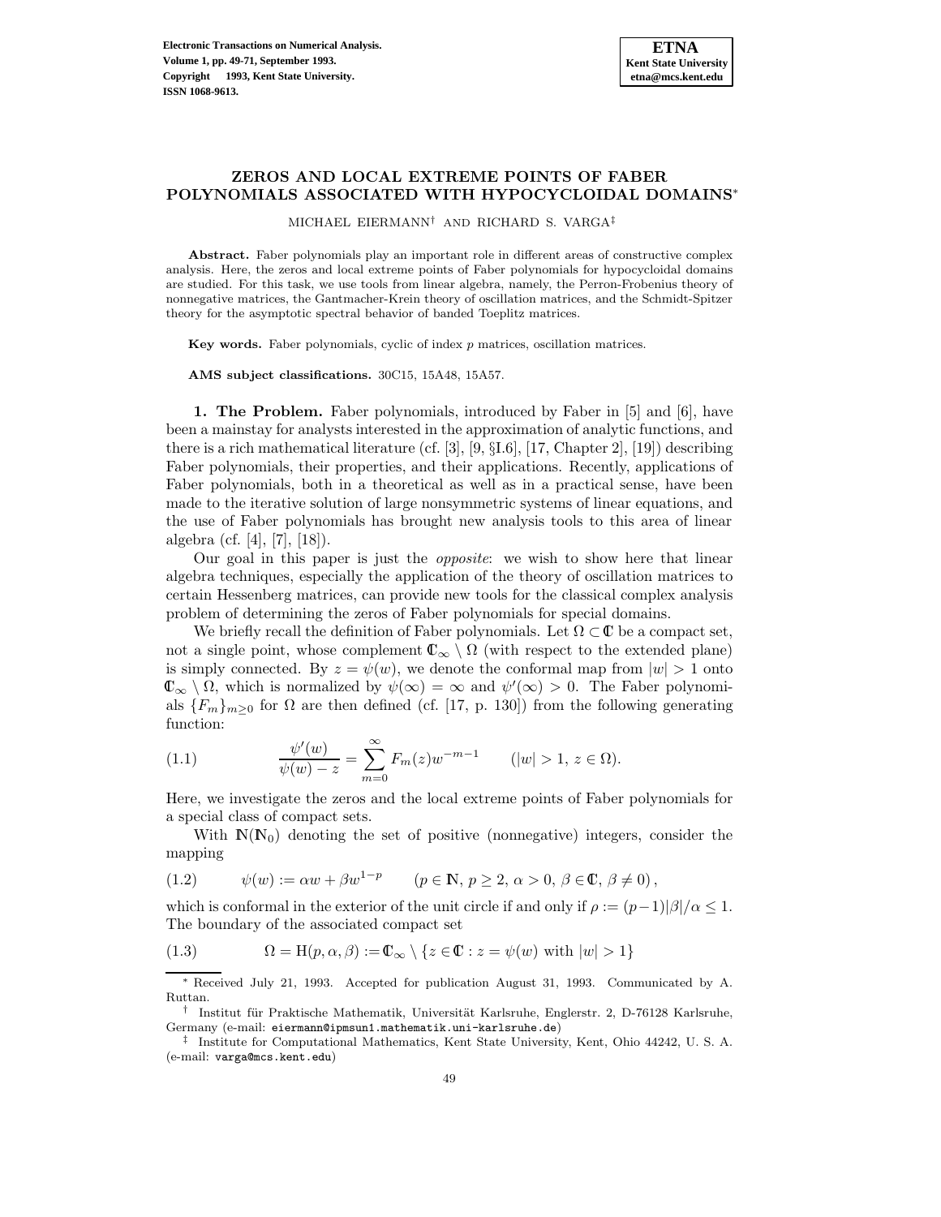# ZEROS AND LOCAL EXTREME POINTS OF FABER POLYNOMIALS ASSOCIATED WITH HYPOCYCLOIDAL DOMAINS*

MICHAEL EIERMANN† AND RICHARD S. VARGA‡

**Abstract.** Faber polynomials play an important role in different areas of constructive complex analysis. Here, the zeros and local extreme points of Faber polynomials for hypocycloidal domains are studied. For this task, we use tools from linear algebra, namely, the Perron-Frobenius theory of nonnegative matrices, the Gantmacher-Krein theory of oscillation matrices, and the Schmidt-Spitzer theory for the asymptotic spectral behavior of banded Toeplitz matrices.

**Key words.** Faber polynomials, cyclic of index $p$ matrices, oscillation matrices.

**AMS subject classifications.** 30C15, 15A48, 15A57.

**1. The Problem.** Faber polynomials, introduced by Faber in [5] and [6], have been a mainstay for analysts interested in the approximation of analytic functions, and there is a rich mathematical literature (cf. [3], [9, §I.6], [17, Chapter 2], [19]) describing Faber polynomials, their properties, and their applications. Recently, applications of Faber polynomials, both in a theoretical as well as in a practical sense, have been made to the iterative solution of large nonsymmetric systems of linear equations, and the use of Faber polynomials has brought new analysis tools to this area of linear algebra (cf. [4], [7], [18]).

Our goal in this paper is just the *opposite*: we wish to show here that linear algebra techniques, especially the application of the theory of oscillation matrices to certain Hessenberg matrices, can provide new tools for the classical complex analysis problem of determining the zeros of Faber polynomials for special domains.

We briefly recall the definition of Faber polynomials. Let $\Omega \subset \mathbb{C}$ be a compact set, not a single point, whose complement $\mathbb{C}_\infty \setminus \Omega$ (with respect to the extended plane) is simply connected. By $z = \psi(w)$, we denote the conformal map from $|w| > 1$ onto $\mathbb{C}_\infty \setminus \Omega$, which is normalized by $\psi(\infty) = \infty$ and $\psi'(\infty) > 0$. The Faber polynomials $\{F_m\}_{m \geq 0}$ for $\Omega$ are then defined (cf. [17, p. 130]) from the following generating function:

$$\frac{\psi'(w)}{\psi(w) - z} = \sum_{m=0}^{\infty} F_m(z) w^{-m-1} \qquad (|w| > 1,\ z \in \Omega). \tag{1.1}$$

Here, we investigate the zeros and the local extreme points of Faber polynomials for a special class of compact sets.

With $\mathbb{N}(\mathbb{N}_0)$ denoting the set of positive (nonnegative) integers, consider the mapping

$$\psi(w) := \alpha w + \beta w^{1-p} \qquad (p \in \mathbb{N},\ p \geq 2,\ \alpha > 0,\ \beta \in \mathbb{C},\ \beta \neq 0), \tag{1.2}$$

which is conformal in the exterior of the unit circle if and only if $\rho := (p-1)|\beta|/\alpha \leq 1$. The boundary of the associated compact set

$$\Omega = \mathrm{H}(p, \alpha, \beta) := \mathbb{C}_\infty \setminus \{z \in \mathbb{C} : z = \psi(w) \text{ with } |w| > 1\} \tag{1.3}$$

---

* Received July 21, 1993. Accepted for publication August 31, 1993. Communicated by A. Ruttan.

† Institut für Praktische Mathematik, Universität Karlsruhe, Englerstr. 2, D-76128 Karlsruhe, Germany (e-mail: eiermann@ipmsun1.mathematik.uni-karlsruhe.de)

‡ Institute for Computational Mathematics, Kent State University, Kent, Ohio 44242, U. S. A. (e-mail: varga@mcs.kent.edu)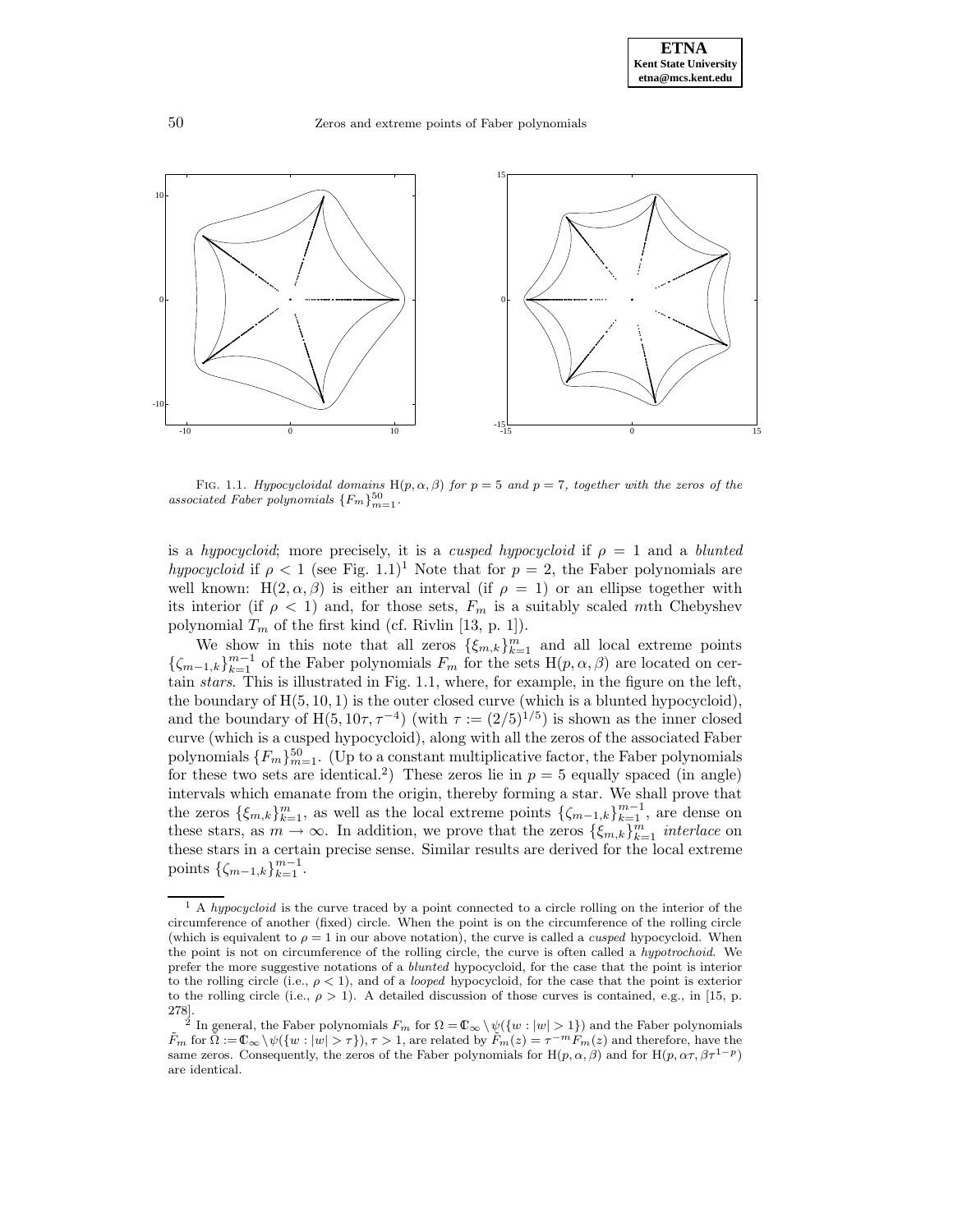FIG. 1.1. *Hypocycloidal domains* $\mathrm{H}(p, \alpha, \beta)$ *for* $p = 5$ *and* $p = 7$*, together with the zeros of the associated Faber polynomials* $\{F_m\}_{m=1}^{50}$.

is a *hypocycloid*; more precisely, it is a *cusped hypocycloid* if $\rho = 1$ and a *blunted hypocycloid* if $\rho < 1$ (see Fig. 1.1)[1] Note that for $p = 2$, the Faber polynomials are well known: $\mathrm{H}(2, \alpha, \beta)$ is either an interval (if $\rho = 1$) or an ellipse together with its interior (if $\rho < 1$) and, for those sets, $F_m$ is a suitably scaled $m$th Chebyshev polynomial $T_m$ of the first kind (cf. Rivlin [13, p. 1]).

We show in this note that all zeros $\{\xi_{m,k}\}_{k=1}^{m}$ and all local extreme points $\{\zeta_{m-1,k}\}_{k=1}^{m-1}$ of the Faber polynomials $F_m$ for the sets $\mathrm{H}(p, \alpha, \beta)$ are located on certain *stars*. This is illustrated in Fig. 1.1, where, for example, in the figure on the left, the boundary of $\mathrm{H}(5, 10, 1)$ is the outer closed curve (which is a blunted hypocycloid), and the boundary of $\mathrm{H}(5, 10\tau, \tau^{-4})$ (with $\tau := (2/5)^{1/5}$) is shown as the inner closed curve (which is a cusped hypocycloid), along with all the zeros of the associated Faber polynomials $\{F_m\}_{m=1}^{50}$. (Up to a constant multiplicative factor, the Faber polynomials for these two sets are identical.[2]) These zeros lie in $p = 5$ equally spaced (in angle) intervals which emanate from the origin, thereby forming a star. We shall prove that the zeros $\{\xi_{m,k}\}_{k=1}^{m}$, as well as the local extreme points $\{\zeta_{m-1,k}\}_{k=1}^{m-1}$, are dense on these stars, as $m \to \infty$. In addition, we prove that the zeros $\{\xi_{m,k}\}_{k=1}^{m}$ *interlace* on these stars in a certain precise sense. Similar results are derived for the local extreme points $\{\zeta_{m-1,k}\}_{k=1}^{m-1}$.

---

[1] A *hypocycloid* is the curve traced by a point connected to a circle rolling on the interior of the circumference of another (fixed) circle. When the point is on the circumference of the rolling circle (which is equivalent to $\rho = 1$ in our above notation), the curve is called a *cusped* hypocycloid. When the point is not on circumference of the rolling circle, the curve is often called a *hypotrochoid*. We prefer the more suggestive notations of a *blunted* hypocycloid, for the case that the point is interior to the rolling circle (i.e., $\rho < 1$), and of a *looped* hypocycloid, for the case that the point is exterior to the rolling circle (i.e., $\rho > 1$). A detailed discussion of those curves is contained, e.g., in [15, p. 278].

[2] In general, the Faber polynomials $F_m$ for $\Omega = \mathbb{C}_\infty \setminus \psi(\{w : |w| > 1\})$ and the Faber polynomials $\tilde{F}_m$ for $\tilde{\Omega} := \mathbb{C}_\infty \setminus \psi(\{w : |w| > \tau\})$, $\tau > 1$, are related by $\tilde{F}_m(z) = \tau^{-m} F_m(z)$ and therefore, have the same zeros. Consequently, the zeros of the Faber polynomials for $\mathrm{H}(p, \alpha, \beta)$ and for $\mathrm{H}(p, \alpha\tau, \beta\tau^{1-p})$ are identical.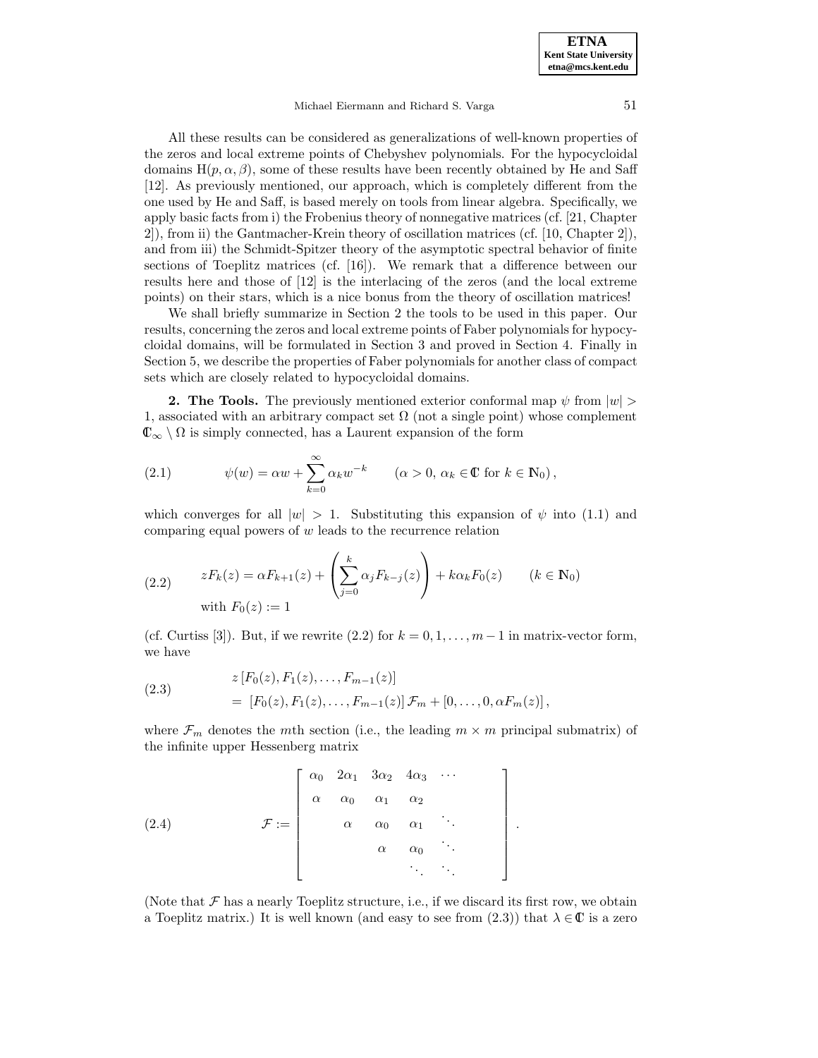All these results can be considered as generalizations of well-known properties of the zeros and local extreme points of Chebyshev polynomials. For the hypocycloidal domains $\mathrm{H}(p, \alpha, \beta)$, some of these results have been recently obtained by He and Saff [12]. As previously mentioned, our approach, which is completely different from the one used by He and Saff, is based merely on tools from linear algebra. Specifically, we apply basic facts from i) the Frobenius theory of nonnegative matrices (cf. [21, Chapter 2]), from ii) the Gantmacher-Krein theory of oscillation matrices (cf. [10, Chapter 2]), and from iii) the Schmidt-Spitzer theory of the asymptotic spectral behavior of finite sections of Toeplitz matrices (cf. [16]). We remark that a difference between our results here and those of [12] is the interlacing of the zeros (and the local extreme points) on their stars, which is a nice bonus from the theory of oscillation matrices!

We shall briefly summarize in Section 2 the tools to be used in this paper. Our results, concerning the zeros and local extreme points of Faber polynomials for hypocycloidal domains, will be formulated in Section 3 and proved in Section 4. Finally in Section 5, we describe the properties of Faber polynomials for another class of compact sets which are closely related to hypocycloidal domains.

**2. The Tools.** The previously mentioned exterior conformal map $\psi$ from $|w| > 1$, associated with an arbitrary compact set $\Omega$ (not a single point) whose complement $\mathbb{C}_\infty \setminus \Omega$ is simply connected, has a Laurent expansion of the form

$$\psi(w) = \alpha w + \sum_{k=0}^{\infty} \alpha_k w^{-k} \qquad (\alpha > 0,\ \alpha_k \in \mathbb{C} \text{ for } k \in \mathbb{N}_0), \tag{2.1}$$

which converges for all $|w| > 1$. Substituting this expansion of $\psi$ into (1.1) and comparing equal powers of $w$ leads to the recurrence relation

$$zF_k(z) = \alpha F_{k+1}(z) + \left( \sum_{j=0}^{k} \alpha_j F_{k-j}(z) \right) + k\alpha_k F_0(z) \qquad (k \in \mathbb{N}_0) \tag{2.2}$$
$$\text{with } F_0(z) := 1$$

(cf. Curtiss [3]). But, if we rewrite (2.2) for $k = 0, 1, \ldots, m-1$ in matrix-vector form, we have

$$\begin{aligned} &z\,[F_0(z), F_1(z), \ldots, F_{m-1}(z)] \\ &= [F_0(z), F_1(z), \ldots, F_{m-1}(z)]\,\mathcal{F}_m + [0, \ldots, 0, \alpha F_m(z)], \end{aligned} \tag{2.3}$$

where $\mathcal{F}_m$ denotes the $m$th section (i.e., the leading $m \times m$ principal submatrix) of the infinite upper Hessenberg matrix

$$\mathcal{F} := \begin{bmatrix} \alpha_0 & 2\alpha_1 & 3\alpha_2 & 4\alpha_3 & \cdots & \\ \alpha & \alpha_0 & \alpha_1 & \alpha_2 & & \\ & \alpha & \alpha_0 & \alpha_1 & \ddots & \\ & & \alpha & \alpha_0 & \ddots & \\ & & & \ddots & \ddots & \end{bmatrix}. \tag{2.4}$$

(Note that $\mathcal{F}$ has a nearly Toeplitz structure, i.e., if we discard its first row, we obtain a Toeplitz matrix.) It is well known (and easy to see from (2.3)) that $\lambda \in \mathbb{C}$ is a zero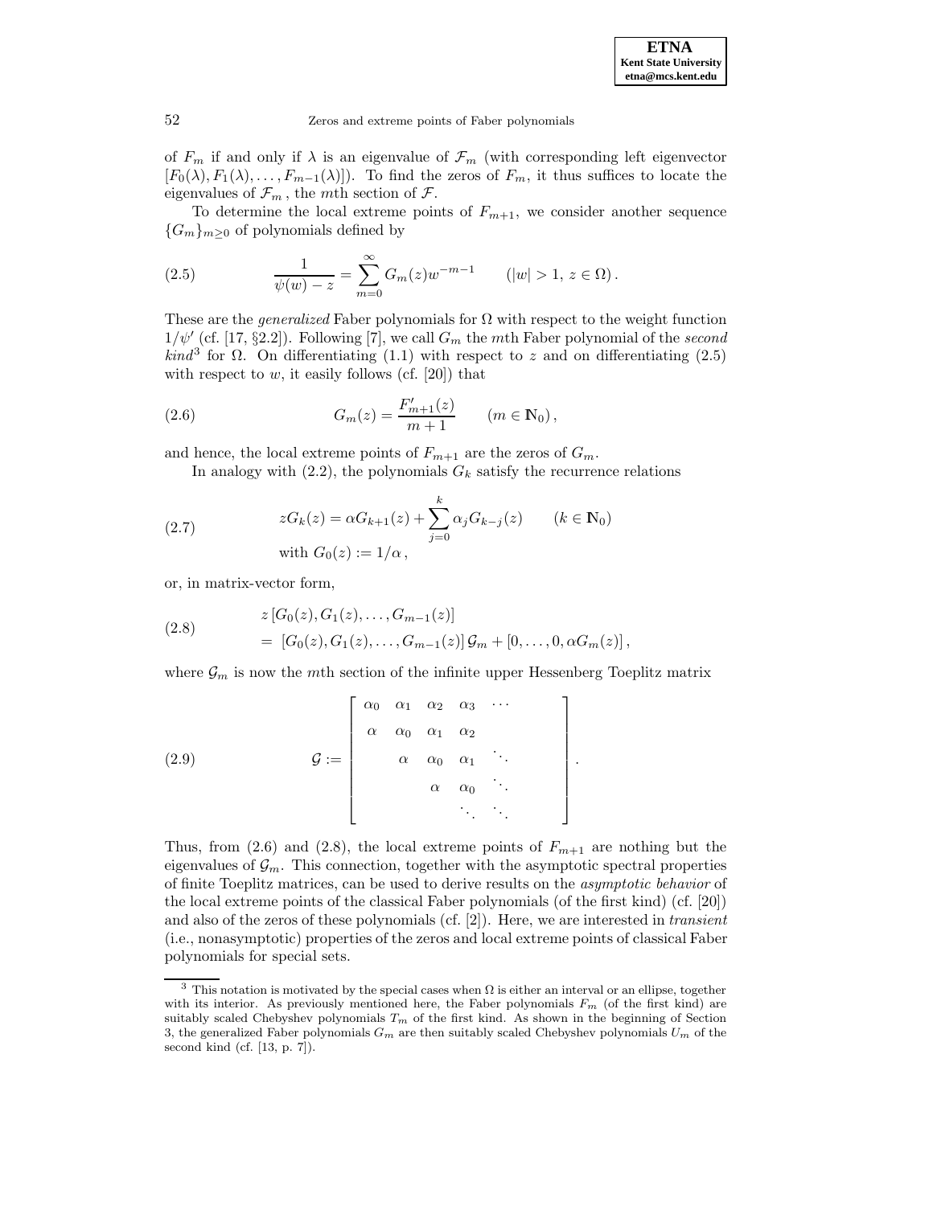of $F_m$ if and only if $\lambda$ is an eigenvalue of $\mathcal{F}_m$ (with corresponding left eigenvector $[F_0(\lambda), F_1(\lambda), \ldots, F_{m-1}(\lambda)]$). To find the zeros of $F_m$, it thus suffices to locate the eigenvalues of $\mathcal{F}_m$, the $m$th section of $\mathcal{F}$.

To determine the local extreme points of $F_{m+1}$, we consider another sequence $\{G_m\}_{m \geq 0}$ of polynomials defined by

$$\frac{1}{\psi(w) - z} = \sum_{m=0}^{\infty} G_m(z) w^{-m-1} \qquad (|w| > 1,\, z \in \Omega)\,. \tag{2.5}$$

These are the *generalized* Faber polynomials for $\Omega$ with respect to the weight function $1/\psi'$ (cf. [17, §2.2]). Following [7], we call $G_m$ the $m$th Faber polynomial of the *second kind*[3] for $\Omega$. On differentiating (1.1) with respect to $z$ and on differentiating (2.5) with respect to $w$, it easily follows (cf. [20]) that

$$G_m(z) = \frac{F'_{m+1}(z)}{m+1} \qquad (m \in \mathbb{N}_0)\,, \tag{2.6}$$

and hence, the local extreme points of $F_{m+1}$ are the zeros of $G_m$.

In analogy with (2.2), the polynomials $G_k$ satisfy the recurrence relations

$$\begin{aligned} &zG_k(z) = \alpha G_{k+1}(z) + \sum_{j=0}^{k} \alpha_j G_{k-j}(z) \qquad (k \in \mathbb{N}_0) \\ &\text{with } G_0(z) := 1/\alpha\,, \end{aligned} \tag{2.7}$$

or, in matrix-vector form,

$$\begin{aligned} &z\,[G_0(z), G_1(z), \ldots, G_{m-1}(z)] \\ &= [G_0(z), G_1(z), \ldots, G_{m-1}(z)]\,\mathcal{G}_m + [0, \ldots, 0, \alpha G_m(z)]\,, \end{aligned} \tag{2.8}$$

where $\mathcal{G}_m$ is now the $m$th section of the infinite upper Hessenberg Toeplitz matrix

$$\mathcal{G} := \begin{bmatrix} \alpha_0 & \alpha_1 & \alpha_2 & \alpha_3 & \cdots & \\ \alpha & \alpha_0 & \alpha_1 & \alpha_2 & & \\ & \alpha & \alpha_0 & \alpha_1 & \ddots & \\ & & \alpha & \alpha_0 & \ddots & \\ & & & \ddots & \ddots & \end{bmatrix}. \tag{2.9}$$

Thus, from (2.6) and (2.8), the local extreme points of $F_{m+1}$ are nothing but the eigenvalues of $\mathcal{G}_m$. This connection, together with the asymptotic spectral properties of finite Toeplitz matrices, can be used to derive results on the *asymptotic behavior* of the local extreme points of the classical Faber polynomials (of the first kind) (cf. [20]) and also of the zeros of these polynomials (cf. [2]). Here, we are interested in *transient* (i.e., nonasymptotic) properties of the zeros and local extreme points of classical Faber polynomials for special sets.

---

[3] This notation is motivated by the special cases when $\Omega$ is either an interval or an ellipse, together with its interior. As previously mentioned here, the Faber polynomials $F_m$ (of the first kind) are suitably scaled Chebyshev polynomials $T_m$ of the first kind. As shown in the beginning of Section 3, the generalized Faber polynomials $G_m$ are then suitably scaled Chebyshev polynomials $U_m$ of the second kind (cf. [13, p. 7]).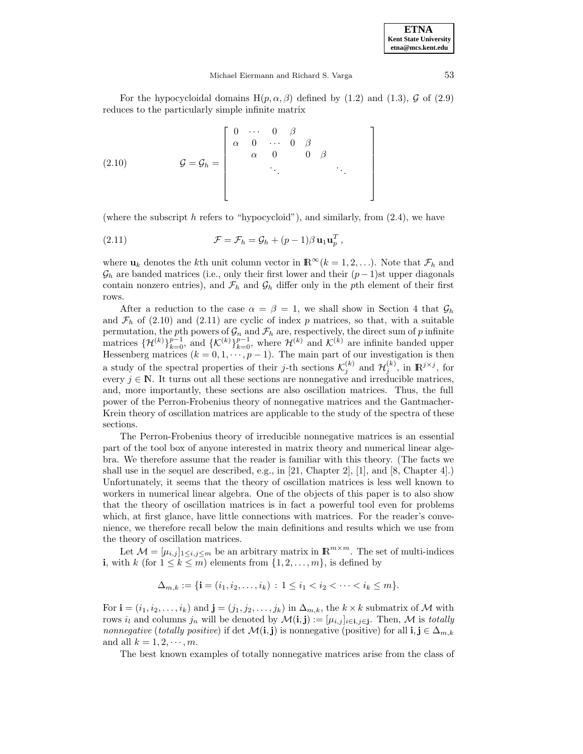For the hypocycloidal domains $\mathrm{H}(p, \alpha, \beta)$ defined by (1.2) and (1.3), $\mathcal{G}$ of (2.9) reduces to the particularly simple infinite matrix

$$
(2.10) \qquad \mathcal{G} = \mathcal{G}_h = \begin{bmatrix} 0 & \cdots & 0 & \beta & & & & \\ \alpha & 0 & \cdots & 0 & \beta & & & \\ & \alpha & 0 & & 0 & \beta & & \\ & & \ddots & & & & \ddots & \\ & & & & & & & \\ & & & & & & & \end{bmatrix}
$$

(where the subscript $h$ refers to "hypocycloid"), and similarly, from (2.4), we have

$$
(2.11) \qquad \mathcal{F} = \mathcal{F}_h = \mathcal{G}_h + (p-1)\beta\, \mathbf{u}_1 \mathbf{u}_p^T\,,
$$

where $\mathbf{u}_k$ denotes the $k$th unit column vector in $\mathbb{R}^\infty (k = 1, 2, \ldots)$. Note that $\mathcal{F}_h$ and $\mathcal{G}_h$ are banded matrices (i.e., only their first lower and their $(p-1)$st upper diagonals contain nonzero entries), and $\mathcal{F}_h$ and $\mathcal{G}_h$ differ only in the $p$th element of their first rows.

After a reduction to the case $\alpha = \beta = 1$, we shall show in Section 4 that $\mathcal{G}_h$ and $\mathcal{F}_h$ of (2.10) and (2.11) are cyclic of index $p$ matrices, so that, with a suitable permutation, the $p$th powers of $\mathcal{G}_n$ and $\mathcal{F}_h$ are, respectively, the direct sum of $p$ infinite matrices $\{\mathcal{H}^{(k)}\}_{k=0}^{p-1}$, and $\{\mathcal{K}^{(k)}\}_{k=0}^{p-1}$, where $\mathcal{H}^{(k)}$ and $\mathcal{K}^{(k)}$ are infinite banded upper Hessenberg matrices $(k = 0, 1, \cdots, p-1)$. The main part of our investigation is then a study of the spectral properties of their $j$-th sections $\mathcal{K}_j^{(k)}$ and $\mathcal{H}_j^{(k)}$, in $\mathbb{R}^{j \times j}$, for every $j \in \mathbb{N}$. It turns out all these sections are nonnegative and irreducible matrices, and, more importantly, these sections are also oscillation matrices. Thus, the full power of the Perron-Frobenius theory of nonnegative matrices and the Gantmacher-Krein theory of oscillation matrices are applicable to the study of the spectra of these sections.

The Perron-Frobenius theory of irreducible nonnegative matrices is an essential part of the tool box of anyone interested in matrix theory and numerical linear algebra. We therefore assume that the reader is familiar with this theory. (The facts we shall use in the sequel are described, e.g., in [21, Chapter 2], [1], and [8, Chapter 4].) Unfortunately, it seems that the theory of oscillation matrices is less well known to workers in numerical linear algebra. One of the objects of this paper is to also show that the theory of oscillation matrices is in fact a powerful tool even for problems which, at first glance, have little connections with matrices. For the reader's convenience, we therefore recall below the main definitions and results which we use from the theory of oscillation matrices.

Let $\mathcal{M} = [\mu_{i,j}]_{1 \leq i,j \leq m}$ be an arbitrary matrix in $\mathbb{R}^{m \times m}$. The set of multi-indices $\mathbf{i}$, with $k$ (for $1 \leq k \leq m$) elements from $\{1, 2, \ldots, m\}$, is defined by

$$
\Delta_{m,k} := \{\mathbf{i} = (i_1, i_2, \ldots, i_k) : 1 \leq i_1 < i_2 < \cdots < i_k \leq m\}.
$$

For $\mathbf{i} = (i_1, i_2, \ldots, i_k)$ and $\mathbf{j} = (j_1, j_2, \ldots, j_k)$ in $\Delta_{m,k}$, the $k \times k$ submatrix of $\mathcal{M}$ with rows $i_l$ and columns $j_n$ will be denoted by $\mathcal{M}(\mathbf{i}, \mathbf{j}) := [\mu_{i,j}]_{i \in \mathbf{i}, j \in \mathbf{j}}$. Then, $\mathcal{M}$ is *totally nonnegative* (*totally positive*) if $\det \mathcal{M}(\mathbf{i}, \mathbf{j})$ is nonnegative (positive) for all $\mathbf{i}, \mathbf{j} \in \Delta_{m,k}$ and all $k = 1, 2, \cdots, m$.

The best known examples of totally nonnegative matrices arise from the class of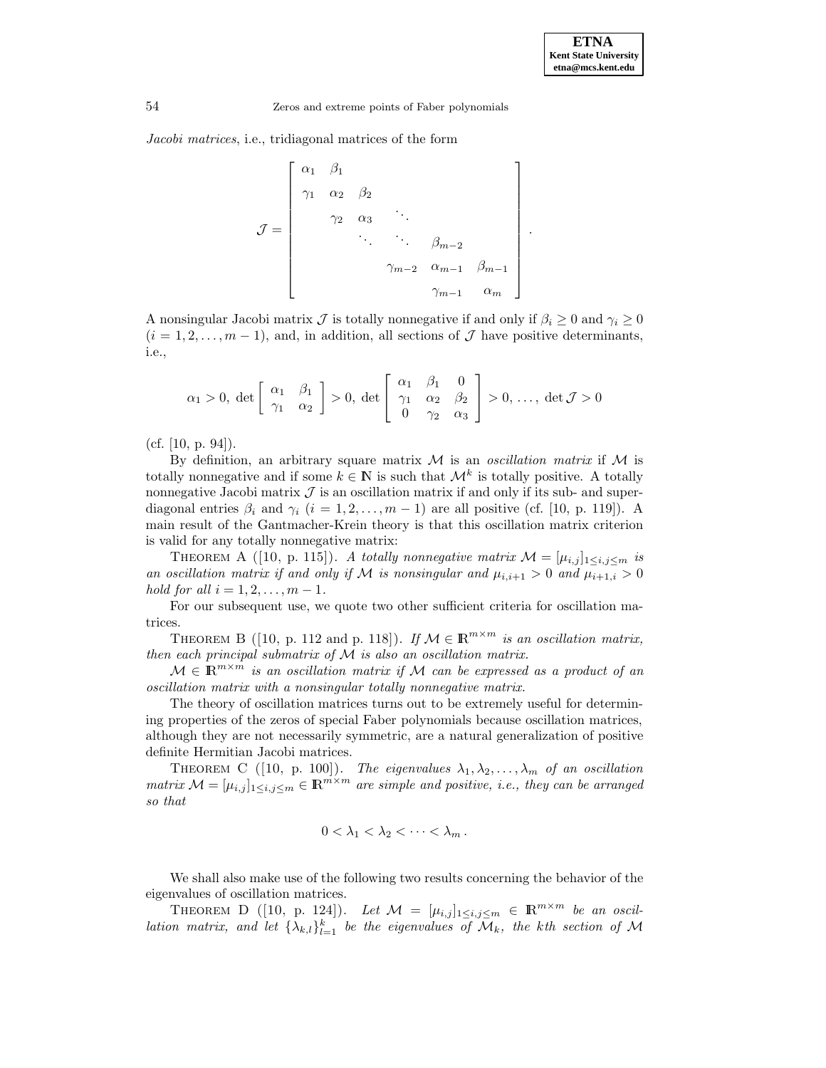*Jacobi matrices*, i.e., tridiagonal matrices of the form

$$
\mathcal{J} = \begin{bmatrix} \alpha_1 & \beta_1 & & & & \\ \gamma_1 & \alpha_2 & \beta_2 & & & \\ & \gamma_2 & \alpha_3 & \ddots & & \\ & & \ddots & \ddots & \beta_{m-2} & \\ & & & \gamma_{m-2} & \alpha_{m-1} & \beta_{m-1} \\ & & & & \gamma_{m-1} & \alpha_m \end{bmatrix}.
$$

A nonsingular Jacobi matrix $\mathcal{J}$ is totally nonnegative if and only if $\beta_i \geq 0$ and $\gamma_i \geq 0$ $(i = 1, 2, \ldots, m-1)$, and, in addition, all sections of $\mathcal{J}$ have positive determinants, i.e.,

$$
\alpha_1 > 0, \ \det \begin{bmatrix} \alpha_1 & \beta_1 \\ \gamma_1 & \alpha_2 \end{bmatrix} > 0, \ \det \begin{bmatrix} \alpha_1 & \beta_1 & 0 \\ \gamma_1 & \alpha_2 & \beta_2 \\ 0 & \gamma_2 & \alpha_3 \end{bmatrix} > 0, \ \ldots, \ \det \mathcal{J} > 0
$$

(cf. [10, p. 94]).

By definition, an arbitrary square matrix $\mathcal{M}$ is an *oscillation matrix* if $\mathcal{M}$ is totally nonnegative and if some $k \in \mathbb{N}$ is such that $\mathcal{M}^k$ is totally positive. A totally nonnegative Jacobi matrix $\mathcal{J}$ is an oscillation matrix if and only if its sub- and super-diagonal entries $\beta_i$ and $\gamma_i$ $(i = 1, 2, \ldots, m-1)$ are all positive (cf. [10, p. 119]). A main result of the Gantmacher-Krein theory is that this oscillation matrix criterion is valid for any totally nonnegative matrix:

THEOREM A ([10, p. 115]). *A totally nonnegative matrix $\mathcal{M} = [\mu_{i,j}]_{1 \leq i,j \leq m}$ is an oscillation matrix if and only if $\mathcal{M}$ is nonsingular and $\mu_{i,i+1} > 0$ and $\mu_{i+1,i} > 0$ hold for all $i = 1, 2, \ldots, m-1$.*

For our subsequent use, we quote two other sufficient criteria for oscillation matrices.

THEOREM B ([10, p. 112 and p. 118]). *If $\mathcal{M} \in \mathbb{R}^{m \times m}$ is an oscillation matrix, then each principal submatrix of $\mathcal{M}$ is also an oscillation matrix.*

*$\mathcal{M} \in \mathbb{R}^{m \times m}$ is an oscillation matrix if $\mathcal{M}$ can be expressed as a product of an oscillation matrix with a nonsingular totally nonnegative matrix.*

The theory of oscillation matrices turns out to be extremely useful for determining properties of the zeros of special Faber polynomials because oscillation matrices, although they are not necessarily symmetric, are a natural generalization of positive definite Hermitian Jacobi matrices.

THEOREM C ([10, p. 100]). *The eigenvalues $\lambda_1, \lambda_2, \ldots, \lambda_m$ of an oscillation matrix $\mathcal{M} = [\mu_{i,j}]_{1 \leq i,j \leq m} \in \mathbb{R}^{m \times m}$ are simple and positive, i.e., they can be arranged so that*

$$
0 < \lambda_1 < \lambda_2 < \cdots < \lambda_m .
$$

We shall also make use of the following two results concerning the behavior of the eigenvalues of oscillation matrices.

THEOREM D ([10, p. 124]). *Let $\mathcal{M} = [\mu_{i,j}]_{1 \leq i,j \leq m} \in \mathbb{R}^{m \times m}$ be an oscillation matrix, and let $\{\lambda_{k,l}\}_{l=1}^{k}$ be the eigenvalues of $\mathcal{M}_k$, the kth section of $\mathcal{M}$*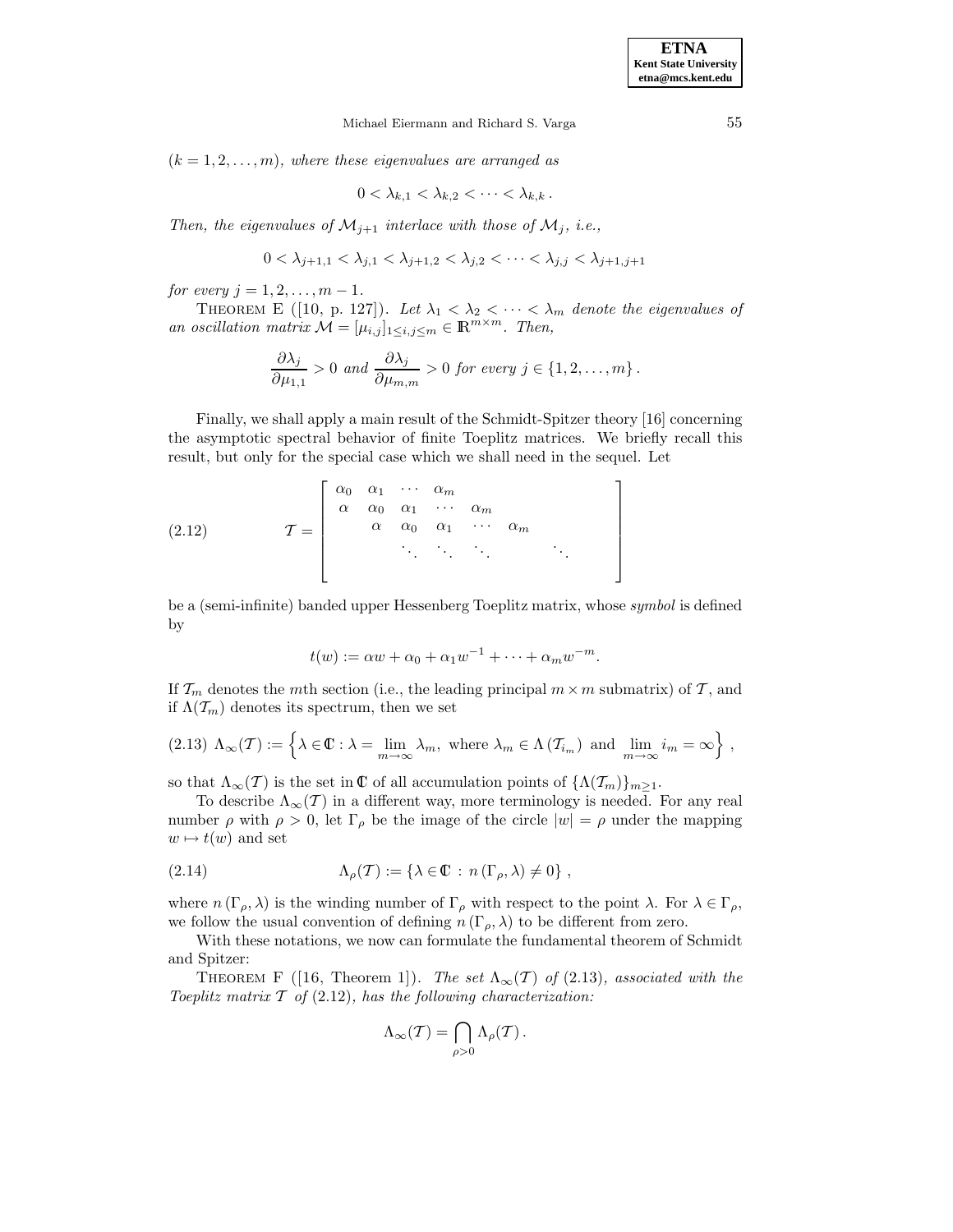$(k = 1, 2, \ldots, m)$, *where these eigenvalues are arranged as*

$$0 < \lambda_{k,1} < \lambda_{k,2} < \cdots < \lambda_{k,k} \, .$$

*Then, the eigenvalues of* $\mathcal{M}_{j+1}$ *interlace with those of* $\mathcal{M}_j$, *i.e.,*

$$0 < \lambda_{j+1,1} < \lambda_{j,1} < \lambda_{j+1,2} < \lambda_{j,2} < \cdots < \lambda_{j,j} < \lambda_{j+1,j+1}$$

*for every* $j = 1, 2, \ldots, m-1$.

THEOREM E ([10, p. 127]). *Let* $\lambda_1 < \lambda_2 < \cdots < \lambda_m$ *denote the eigenvalues of an oscillation matrix* $\mathcal{M} = [\mu_{i,j}]_{1 \le i,j \le m} \in \mathbb{R}^{m \times m}$. *Then,*

$$\frac{\partial \lambda_j}{\partial \mu_{1,1}} > 0 \text{ and } \frac{\partial \lambda_j}{\partial \mu_{m,m}} > 0 \text{ for every } j \in \{1, 2, \ldots, m\} \, .$$

Finally, we shall apply a main result of the Schmidt-Spitzer theory [16] concerning the asymptotic spectral behavior of finite Toeplitz matrices. We briefly recall this result, but only for the special case which we shall need in the sequel. Let

$$\mathcal{T} = \begin{bmatrix} \alpha_0 & \alpha_1 & \cdots & \alpha_m & & & & \\ \alpha & \alpha_0 & \alpha_1 & \cdots & \alpha_m & & & \\ & \alpha & \alpha_0 & \alpha_1 & \cdots & \alpha_m & & \\ & & \ddots & \ddots & \ddots & & \ddots & \\ & & & & & & & \end{bmatrix} \tag{2.12}$$

be a (semi-infinite) banded upper Hessenberg Toeplitz matrix, whose *symbol* is defined by

$$t(w) := \alpha w + \alpha_0 + \alpha_1 w^{-1} + \cdots + \alpha_m w^{-m}.$$

If $\mathcal{T}_m$ denotes the $m$th section (i.e., the leading principal $m \times m$ submatrix) of $\mathcal{T}$, and if $\Lambda(\mathcal{T}_m)$ denotes its spectrum, then we set

$$\Lambda_\infty(\mathcal{T}) := \left\{ \lambda \in \mathbb{C} : \lambda = \lim_{m \to \infty} \lambda_m, \text{ where } \lambda_m \in \Lambda\left(\mathcal{T}_{i_m}\right) \text{ and } \lim_{m \to \infty} i_m = \infty \right\} , \tag{2.13}$$

so that $\Lambda_\infty(\mathcal{T})$ is the set in $\mathbb{C}$ of all accumulation points of $\{\Lambda(\mathcal{T}_m)\}_{m \ge 1}$.

To describe $\Lambda_\infty(\mathcal{T})$ in a different way, more terminology is needed. For any real number $\rho$ with $\rho > 0$, let $\Gamma_\rho$ be the image of the circle $|w| = \rho$ under the mapping $w \mapsto t(w)$ and set

$$\Lambda_\rho(\mathcal{T}) := \{\lambda \in \mathbb{C} \, : \, n\left(\Gamma_\rho, \lambda\right) \neq 0\} \, , \tag{2.14}$$

where $n\left(\Gamma_\rho, \lambda\right)$ is the winding number of $\Gamma_\rho$ with respect to the point $\lambda$. For $\lambda \in \Gamma_\rho$, we follow the usual convention of defining $n\left(\Gamma_\rho, \lambda\right)$ to be different from zero.

With these notations, we now can formulate the fundamental theorem of Schmidt and Spitzer:

THEOREM F ([16, Theorem 1]). *The set* $\Lambda_\infty(\mathcal{T})$ *of* (2.13), *associated with the Toeplitz matrix* $\mathcal{T}$ *of* (2.12), *has the following characterization:*

$$\Lambda_\infty(\mathcal{T}) = \bigcap_{\rho > 0} \Lambda_\rho(\mathcal{T}) \, .$$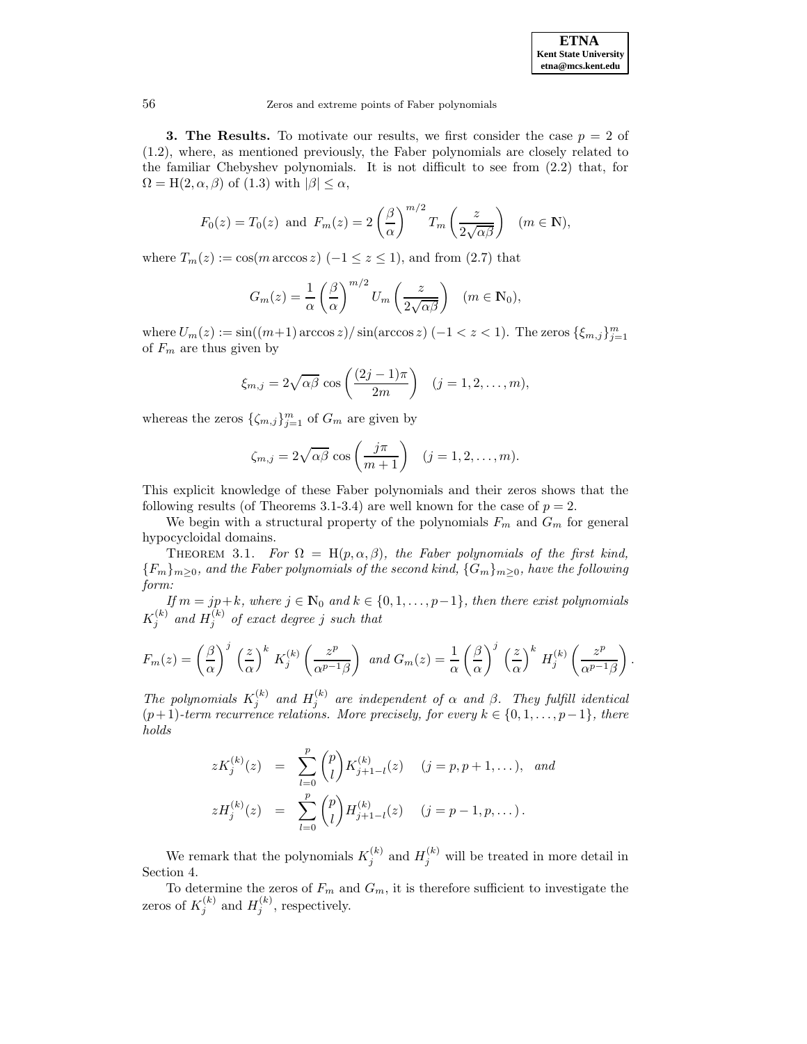**3. The Results.** To motivate our results, we first consider the case $p = 2$ of (1.2), where, as mentioned previously, the Faber polynomials are closely related to the familiar Chebyshev polynomials. It is not difficult to see from (2.2) that, for $\Omega = \mathrm{H}(2, \alpha, \beta)$ of (1.3) with $|\beta| \leq \alpha$,

$$F_0(z) = T_0(z) \text{ and } F_m(z) = 2\left(\frac{\beta}{\alpha}\right)^{m/2} T_m\left(\frac{z}{2\sqrt{\alpha\beta}}\right) \quad (m \in \mathbf{N}),$$

where $T_m(z) := \cos(m \arccos z)$ $(-1 \leq z \leq 1)$, and from (2.7) that

$$G_m(z) = \frac{1}{\alpha}\left(\frac{\beta}{\alpha}\right)^{m/2} U_m\left(\frac{z}{2\sqrt{\alpha\beta}}\right) \quad (m \in \mathbf{N}_0),$$

where $U_m(z) := \sin((m+1)\arccos z)/\sin(\arccos z)$ $(-1 < z < 1)$. The zeros $\{\xi_{m,j}\}_{j=1}^{m}$ of $F_m$ are thus given by

$$\xi_{m,j} = 2\sqrt{\alpha\beta}\cos\left(\frac{(2j-1)\pi}{2m}\right) \quad (j = 1, 2, \ldots, m),$$

whereas the zeros $\{\zeta_{m,j}\}_{j=1}^{m}$ of $G_m$ are given by

$$\zeta_{m,j} = 2\sqrt{\alpha\beta}\cos\left(\frac{j\pi}{m+1}\right) \quad (j = 1, 2, \ldots, m).$$

This explicit knowledge of these Faber polynomials and their zeros shows that the following results (of Theorems 3.1-3.4) are well known for the case of $p = 2$.

We begin with a structural property of the polynomials $F_m$ and $G_m$ for general hypocycloidal domains.

THEOREM 3.1. *For $\Omega = \mathrm{H}(p, \alpha, \beta)$, the Faber polynomials of the first kind, $\{F_m\}_{m\geq 0}$, and the Faber polynomials of the second kind, $\{G_m\}_{m\geq 0}$, have the following form:*

*If $m = jp+k$, where $j \in \mathbf{N}_0$ and $k \in \{0, 1, \ldots, p-1\}$, then there exist polynomials $K_j^{(k)}$ and $H_j^{(k)}$ of exact degree $j$ such that*

$$F_m(z) = \left(\frac{\beta}{\alpha}\right)^j \left(\frac{z}{\alpha}\right)^k K_j^{(k)}\left(\frac{z^p}{\alpha^{p-1}\beta}\right) \text{ and } G_m(z) = \frac{1}{\alpha}\left(\frac{\beta}{\alpha}\right)^j \left(\frac{z}{\alpha}\right)^k H_j^{(k)}\left(\frac{z^p}{\alpha^{p-1}\beta}\right).$$

*The polynomials $K_j^{(k)}$ and $H_j^{(k)}$ are independent of $\alpha$ and $\beta$. They fulfill identical $(p+1)$-term recurrence relations. More precisely, for every $k \in \{0, 1, \ldots, p-1\}$, there holds*

$$\begin{aligned} zK_j^{(k)}(z) &= \sum_{l=0}^{p} \binom{p}{l} K_{j+1-l}^{(k)}(z) \quad (j = p, p+1, \ldots), \quad \textit{and} \\ zH_j^{(k)}(z) &= \sum_{l=0}^{p} \binom{p}{l} H_{j+1-l}^{(k)}(z) \quad (j = p-1, p, \ldots). \end{aligned}$$

We remark that the polynomials $K_j^{(k)}$ and $H_j^{(k)}$ will be treated in more detail in Section 4.

To determine the zeros of $F_m$ and $G_m$, it is therefore sufficient to investigate the zeros of $K_j^{(k)}$ and $H_j^{(k)}$, respectively.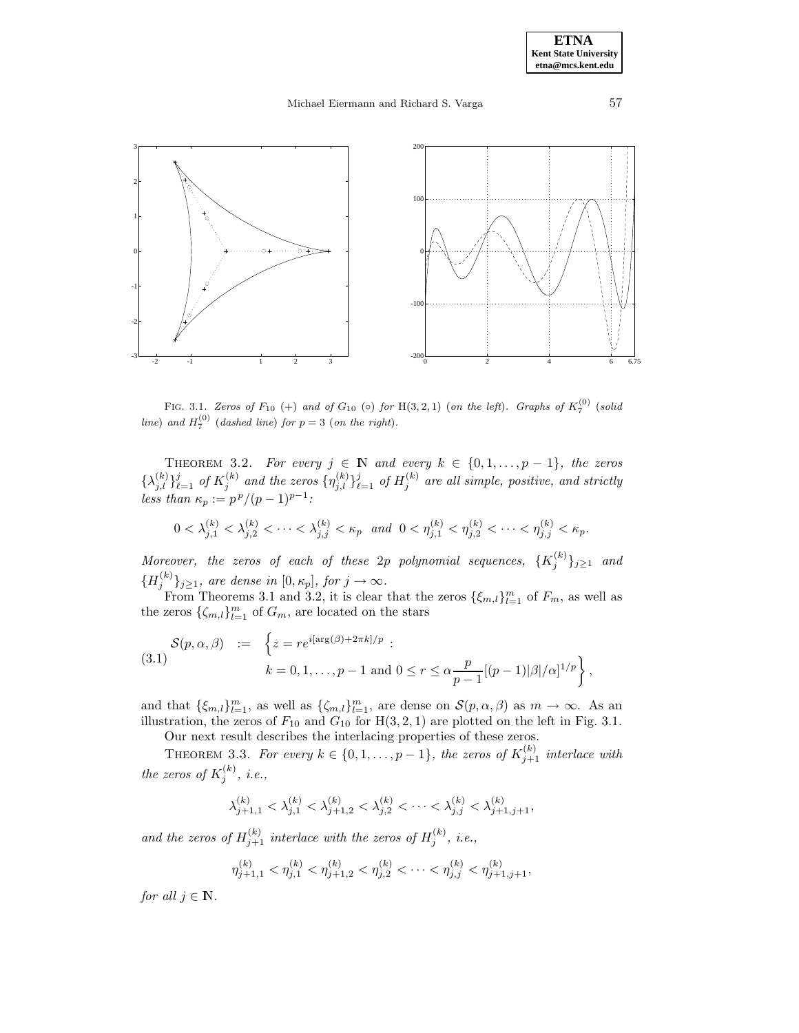FIG. 3.1. *Zeros of $F_{10}$ (+) and of $G_{10}$ (○) for* H(3, 2, 1) *(on the left). Graphs of $K_7^{(0)}$ (solid line) and $H_7^{(0)}$ (dashed line) for $p = 3$ (on the right).*

THEOREM 3.2. *For every $j \in \mathbb{N}$ and every $k \in \{0, 1, \ldots, p-1\}$, the zeros $\{\lambda_{j,l}^{(k)}\}_{\ell=1}^{j}$ of $K_j^{(k)}$ and the zeros $\{\eta_{j,l}^{(k)}\}_{\ell=1}^{j}$ of $H_j^{(k)}$ are all simple, positive, and strictly less than $\kappa_p := p^p/(p-1)^{p-1}$:*

$$0 < \lambda_{j,1}^{(k)} < \lambda_{j,2}^{(k)} < \cdots < \lambda_{j,j}^{(k)} < \kappa_p \quad \text{and} \quad 0 < \eta_{j,1}^{(k)} < \eta_{j,2}^{(k)} < \cdots < \eta_{j,j}^{(k)} < \kappa_p.$$

*Moreover, the zeros of each of these $2p$ polynomial sequences, $\{K_j^{(k)}\}_{j\geq 1}$ and $\{H_j^{(k)}\}_{j\geq 1}$, are dense in $[0, \kappa_p]$, for $j \to \infty$.*

From Theorems 3.1 and 3.2, it is clear that the zeros $\{\xi_{m,l}\}_{l=1}^{m}$ of $F_m$, as well as the zeros $\{\zeta_{m,l}\}_{l=1}^{m}$ of $G_m$, are located on the stars

$$\mathcal{S}(p,\alpha,\beta) := \left\{ z = re^{i[\arg(\beta)+2\pi k]/p} : \; k = 0, 1, \ldots, p-1 \text{ and } 0 \leq r \leq \alpha \frac{p}{p-1}[(p-1)|\beta|/\alpha]^{1/p} \right\}, \tag{3.1}$$

and that $\{\xi_{m,l}\}_{l=1}^{m}$, as well as $\{\zeta_{m,l}\}_{l=1}^{m}$, are dense on $\mathcal{S}(p,\alpha,\beta)$ as $m \to \infty$. As an illustration, the zeros of $F_{10}$ and $G_{10}$ for H(3, 2, 1) are plotted on the left in Fig. 3.1.

Our next result describes the interlacing properties of these zeros.

THEOREM 3.3. *For every $k \in \{0, 1, \ldots, p-1\}$, the zeros of $K_{j+1}^{(k)}$ interlace with the zeros of $K_j^{(k)}$, i.e.,*

$$\lambda_{j+1,1}^{(k)} < \lambda_{j,1}^{(k)} < \lambda_{j+1,2}^{(k)} < \lambda_{j,2}^{(k)} < \cdots < \lambda_{j,j}^{(k)} < \lambda_{j+1,j+1}^{(k)},$$

*and the zeros of $H_{j+1}^{(k)}$ interlace with the zeros of $H_j^{(k)}$, i.e.,*

$$\eta_{j+1,1}^{(k)} < \eta_{j,1}^{(k)} < \eta_{j+1,2}^{(k)} < \eta_{j,2}^{(k)} < \cdots < \eta_{j,j}^{(k)} < \eta_{j+1,j+1}^{(k)},$$

*for all $j \in \mathbb{N}$.*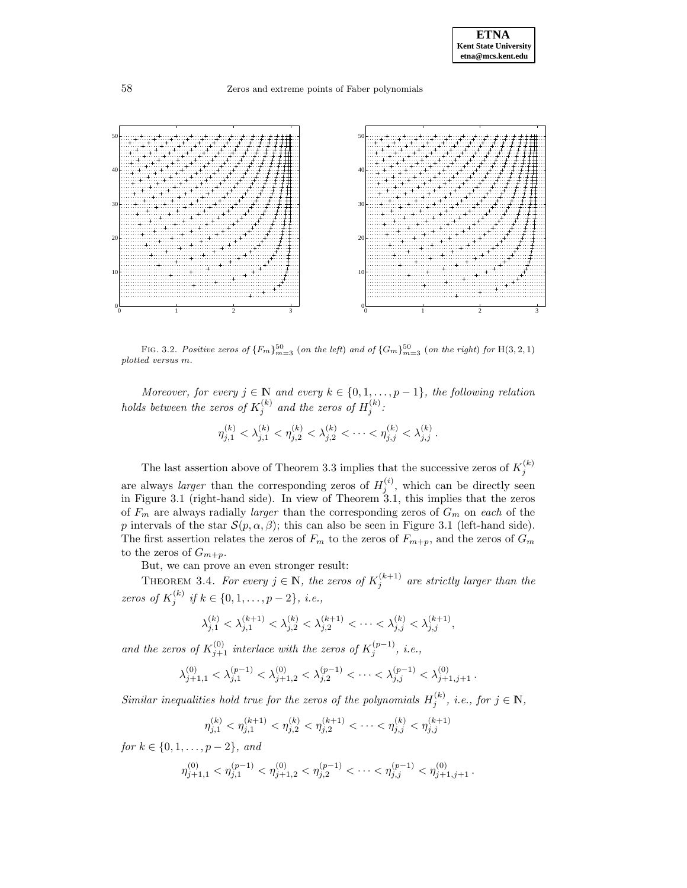FIG. 3.2. *Positive zeros of* $\{F_m\}_{m=3}^{50}$ (*on the left*) *and of* $\{G_m\}_{m=3}^{50}$ (*on the right*) *for* H(3, 2, 1) *plotted versus m.*

*Moreover, for every* $j \in \mathbb{N}$ *and every* $k \in \{0, 1, \ldots, p-1\}$*, the following relation holds between the zeros of* $K_j^{(k)}$ *and the zeros of* $H_j^{(k)}$*:*

$$\eta_{j,1}^{(k)} < \lambda_{j,1}^{(k)} < \eta_{j,2}^{(k)} < \lambda_{j,2}^{(k)} < \cdots < \eta_{j,j}^{(k)} < \lambda_{j,j}^{(k)} .$$

The last assertion above of Theorem 3.3 implies that the successive zeros of $K_j^{(k)}$ are always *larger* than the corresponding zeros of $H_j^{(i)}$, which can be directly seen in Figure 3.1 (right-hand side). In view of Theorem 3.1, this implies that the zeros of $F_m$ are always radially *larger* than the corresponding zeros of $G_m$ on *each* of the $p$ intervals of the star $\mathcal{S}(p, \alpha, \beta)$; this can also be seen in Figure 3.1 (left-hand side). The first assertion relates the zeros of $F_m$ to the zeros of $F_{m+p}$, and the zeros of $G_m$ to the zeros of $G_{m+p}$.

But, we can prove an even stronger result:

THEOREM 3.4. *For every* $j \in \mathbb{N}$*, the zeros of* $K_j^{(k+1)}$ *are strictly larger than the zeros of* $K_j^{(k)}$ *if* $k \in \{0, 1, \ldots, p-2\}$*, i.e.,*

$$\lambda_{j,1}^{(k)} < \lambda_{j,1}^{(k+1)} < \lambda_{j,2}^{(k)} < \lambda_{j,2}^{(k+1)} < \cdots < \lambda_{j,j}^{(k)} < \lambda_{j,j}^{(k+1)},$$

*and the zeros of* $K_{j+1}^{(0)}$ *interlace with the zeros of* $K_j^{(p-1)}$*, i.e.,*

$$\lambda_{j+1,1}^{(0)} < \lambda_{j,1}^{(p-1)} < \lambda_{j+1,2}^{(0)} < \lambda_{j,2}^{(p-1)} < \cdots < \lambda_{j,j}^{(p-1)} < \lambda_{j+1,j+1}^{(0)} .$$

*Similar inequalities hold true for the zeros of the polynomials* $H_j^{(k)}$*, i.e., for* $j \in \mathbb{N}$*,*

$$\eta_{j,1}^{(k)} < \eta_{j,1}^{(k+1)} < \eta_{j,2}^{(k)} < \eta_{j,2}^{(k+1)} < \cdots < \eta_{j,j}^{(k)} < \eta_{j,j}^{(k+1)}$$

*for* $k \in \{0, 1, \ldots, p-2\}$*, and*

$$\eta_{j+1,1}^{(0)} < \eta_{j,1}^{(p-1)} < \eta_{j+1,2}^{(0)} < \eta_{j,2}^{(p-1)} < \cdots < \eta_{j,j}^{(p-1)} < \eta_{j+1,j+1}^{(0)} .$$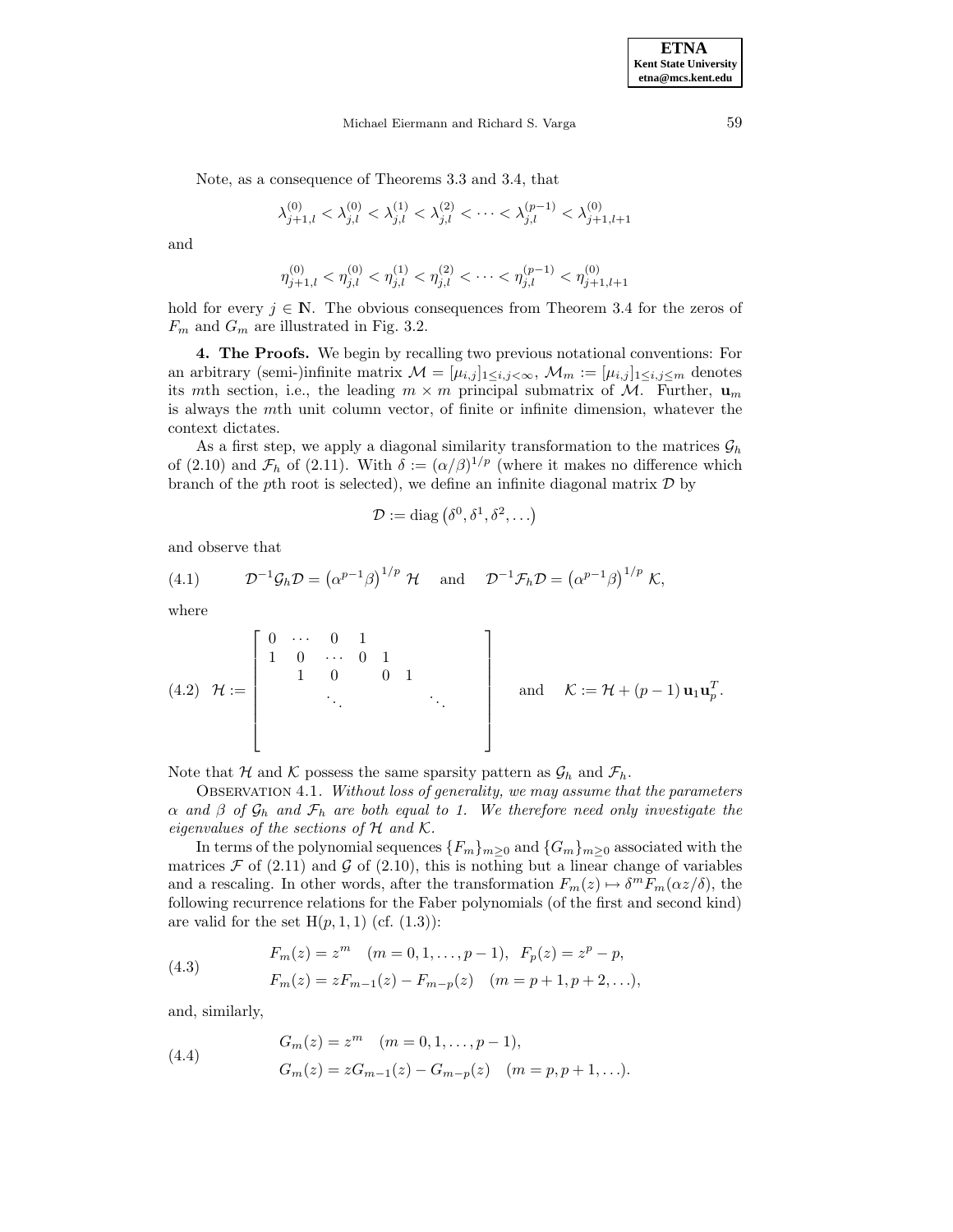Note, as a consequence of Theorems 3.3 and 3.4, that

$$\lambda_{j+1,l}^{(0)} < \lambda_{j,l}^{(0)} < \lambda_{j,l}^{(1)} < \lambda_{j,l}^{(2)} < \cdots < \lambda_{j,l}^{(p-1)} < \lambda_{j+1,l+1}^{(0)}$$

and

$$\eta_{j+1,l}^{(0)} < \eta_{j,l}^{(0)} < \eta_{j,l}^{(1)} < \eta_{j,l}^{(2)} < \cdots < \eta_{j,l}^{(p-1)} < \eta_{j+1,l+1}^{(0)}$$

hold for every $j \in \mathbb{N}$. The obvious consequences from Theorem 3.4 for the zeros of $F_m$ and $G_m$ are illustrated in Fig. 3.2.

**4. The Proofs.** We begin by recalling two previous notational conventions: For an arbitrary (semi-)infinite matrix $\mathcal{M} = [\mu_{i,j}]_{1 \le i,j < \infty}$, $\mathcal{M}_m := [\mu_{i,j}]_{1 \le i,j \le m}$ denotes its $m$th section, i.e., the leading $m \times m$ principal submatrix of $\mathcal{M}$. Further, $\mathbf{u}_m$ is always the $m$th unit column vector, of finite or infinite dimension, whatever the context dictates.

As a first step, we apply a diagonal similarity transformation to the matrices $\mathcal{G}_h$ of (2.10) and $\mathcal{F}_h$ of (2.11). With $\delta := (\alpha/\beta)^{1/p}$ (where it makes no difference which branch of the $p$th root is selected), we define an infinite diagonal matrix $\mathcal{D}$ by

$$\mathcal{D} := \operatorname{diag}\left(\delta^0, \delta^1, \delta^2, \ldots\right)$$

and observe that

$$\mathcal{D}^{-1}\mathcal{G}_h\mathcal{D} = \left(\alpha^{p-1}\beta\right)^{1/p} \mathcal{H} \quad \text{and} \quad \mathcal{D}^{-1}\mathcal{F}_h\mathcal{D} = \left(\alpha^{p-1}\beta\right)^{1/p} \mathcal{K}, \tag{4.1}$$

where

$$\mathcal{H} := \begin{bmatrix} 0 & \cdots & 0 & 1 & & & & \\ 1 & 0 & \cdots & 0 & 1 & & & \\ & 1 & 0 & & 0 & 1 & & \\ & & \ddots & & & & \ddots & \\ & & & & & & & \\ & & & & & & & \end{bmatrix} \quad \text{and} \quad \mathcal{K} := \mathcal{H} + (p-1)\,\mathbf{u}_1\mathbf{u}_p^T. \tag{4.2}$$

Note that $\mathcal{H}$ and $\mathcal{K}$ possess the same sparsity pattern as $\mathcal{G}_h$ and $\mathcal{F}_h$.

Observation 4.1. *Without loss of generality, we may assume that the parameters $\alpha$ and $\beta$ of $\mathcal{G}_h$ and $\mathcal{F}_h$ are both equal to 1. We therefore need only investigate the eigenvalues of the sections of $\mathcal{H}$ and $\mathcal{K}$.*

In terms of the polynomial sequences $\{F_m\}_{m \ge 0}$ and $\{G_m\}_{m \ge 0}$ associated with the matrices $\mathcal{F}$ of (2.11) and $\mathcal{G}$ of (2.10), this is nothing but a linear change of variables and a rescaling. In other words, after the transformation $F_m(z) \mapsto \delta^m F_m(\alpha z/\delta)$, the following recurrence relations for the Faber polynomials (of the first and second kind) are valid for the set $\mathrm{H}(p, 1, 1)$ (cf. (1.3)):

$$\begin{aligned} &F_m(z) = z^m \quad (m = 0, 1, \ldots, p-1), \quad F_p(z) = z^p - p, \\ &F_m(z) = zF_{m-1}(z) - F_{m-p}(z) \quad (m = p+1, p+2, \ldots), \end{aligned} \tag{4.3}$$

and, similarly,

$$\begin{aligned} &G_m(z) = z^m \quad (m = 0, 1, \ldots, p-1), \\ &G_m(z) = zG_{m-1}(z) - G_{m-p}(z) \quad (m = p, p+1, \ldots). \end{aligned} \tag{4.4}$$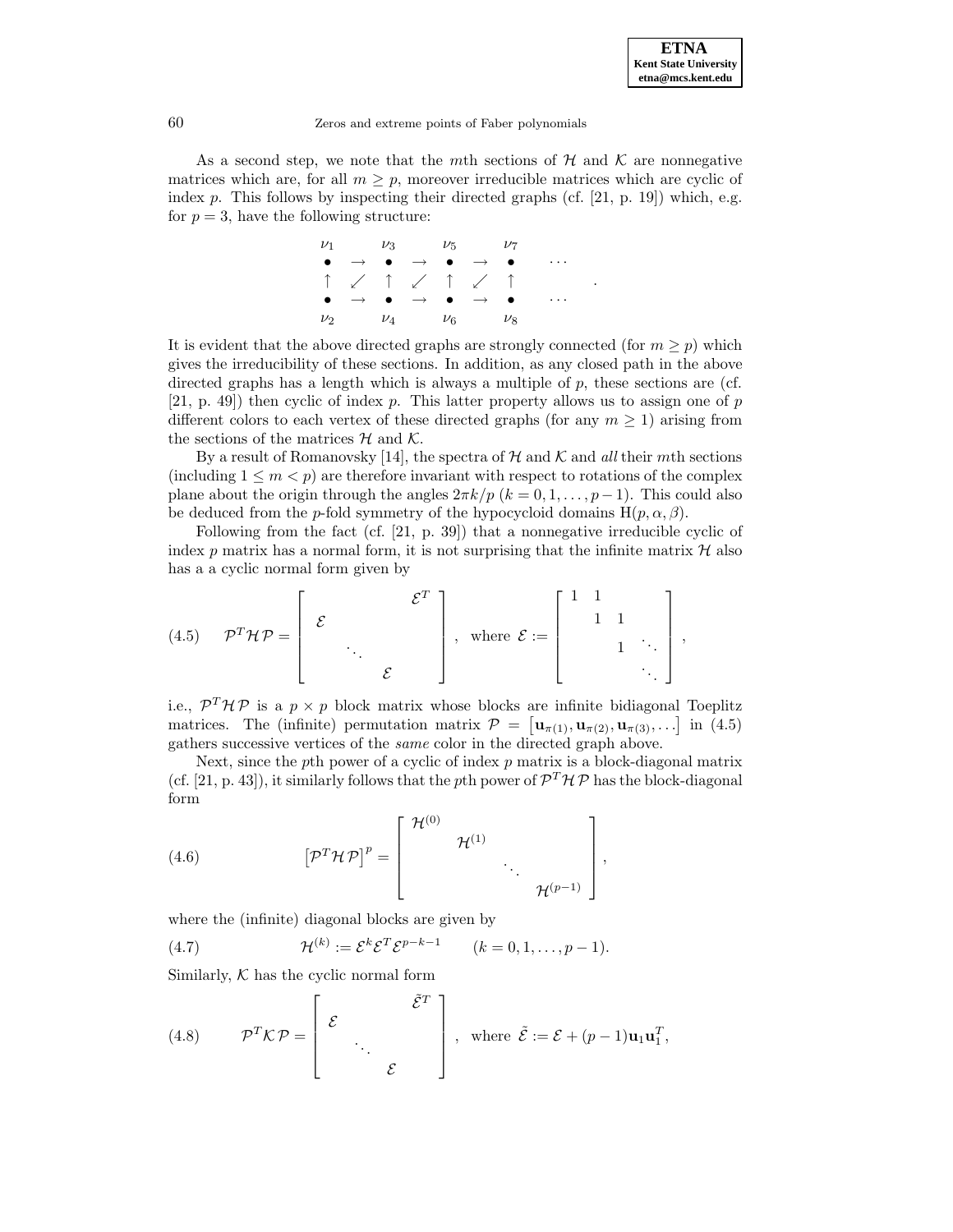As a second step, we note that the $m$th sections of $\mathcal{H}$ and $\mathcal{K}$ are nonnegative matrices which are, for all $m \geq p$, moreover irreducible matrices which are cyclic of index $p$. This follows by inspecting their directed graphs (cf. [21, p. 19]) which, e.g. for $p = 3$, have the following structure:

$$
\begin{array}{ccccccccc}
\nu_1 & & \nu_3 & & \nu_5 & & \nu_7 & & \\
\bullet & \rightarrow & \bullet & \rightarrow & \bullet & \rightarrow & \bullet & & \cdots \\
\uparrow & \swarrow & \uparrow & \swarrow & \uparrow & \swarrow & \uparrow & & \\
\bullet & \rightarrow & \bullet & \rightarrow & \bullet & \rightarrow & \bullet & & \cdots \\
\nu_2 & & \nu_4 & & \nu_6 & & \nu_8 & &
\end{array}.
$$

It is evident that the above directed graphs are strongly connected (for $m \geq p$) which gives the irreducibility of these sections. In addition, as any closed path in the above directed graphs has a length which is always a multiple of $p$, these sections are (cf. [21, p. 49]) then cyclic of index $p$. This latter property allows us to assign one of $p$ different colors to each vertex of these directed graphs (for any $m \geq 1$) arising from the sections of the matrices $\mathcal{H}$ and $\mathcal{K}$.

By a result of Romanovsky [14], the spectra of $\mathcal{H}$ and $\mathcal{K}$ and *all* their $m$th sections (including $1 \leq m < p$) are therefore invariant with respect to rotations of the complex plane about the origin through the angles $2\pi k/p$ $(k = 0, 1, \ldots, p-1)$. This could also be deduced from the $p$-fold symmetry of the hypocycloid domains $\mathrm{H}(p, \alpha, \beta)$.

Following from the fact (cf. [21, p. 39]) that a nonnegative irreducible cyclic of index $p$ matrix has a normal form, it is not surprising that the infinite matrix $\mathcal{H}$ also has a a cyclic normal form given by

$$
(4.5) \qquad \mathcal{P}^T \mathcal{H} \mathcal{P} = \begin{bmatrix} & & & \mathcal{E}^T \\ \mathcal{E} & & & \\ & \ddots & & \\ & & \mathcal{E} & \end{bmatrix}, \quad \text{where } \mathcal{E} := \begin{bmatrix} 1 & 1 & & \\ & 1 & 1 & \\ & & 1 & \ddots \\ & & & \ddots \end{bmatrix},
$$

i.e., $\mathcal{P}^T \mathcal{H} \mathcal{P}$ is a $p \times p$ block matrix whose blocks are infinite bidiagonal Toeplitz matrices. The (infinite) permutation matrix $\mathcal{P} = \left[\mathbf{u}_{\pi(1)}, \mathbf{u}_{\pi(2)}, \mathbf{u}_{\pi(3)}, \ldots\right]$ in (4.5) gathers successive vertices of the *same* color in the directed graph above.

Next, since the $p$th power of a cyclic of index $p$ matrix is a block-diagonal matrix (cf. [21, p. 43]), it similarly follows that the $p$th power of $\mathcal{P}^T \mathcal{H} \mathcal{P}$ has the block-diagonal form

$$
(4.6) \qquad \left[\mathcal{P}^T \mathcal{H} \mathcal{P}\right]^p = \begin{bmatrix} \mathcal{H}^{(0)} & & & \\ & \mathcal{H}^{(1)} & & \\ & & \ddots & \\ & & & \mathcal{H}^{(p-1)} \end{bmatrix},
$$

where the (infinite) diagonal blocks are given by

$$
(4.7) \qquad \mathcal{H}^{(k)} := \mathcal{E}^k \mathcal{E}^T \mathcal{E}^{p-k-1} \qquad (k = 0, 1, \ldots, p-1).
$$

Similarly, $\mathcal{K}$ has the cyclic normal form

$$
(4.8) \qquad \mathcal{P}^T \mathcal{K} \mathcal{P} = \begin{bmatrix} & & & \tilde{\mathcal{E}}^T \\ \mathcal{E} & & & \\ & \ddots & & \\ & & \mathcal{E} & \end{bmatrix}, \quad \text{where } \tilde{\mathcal{E}} := \mathcal{E} + (p-1)\mathbf{u}_1 \mathbf{u}_1^T,
$$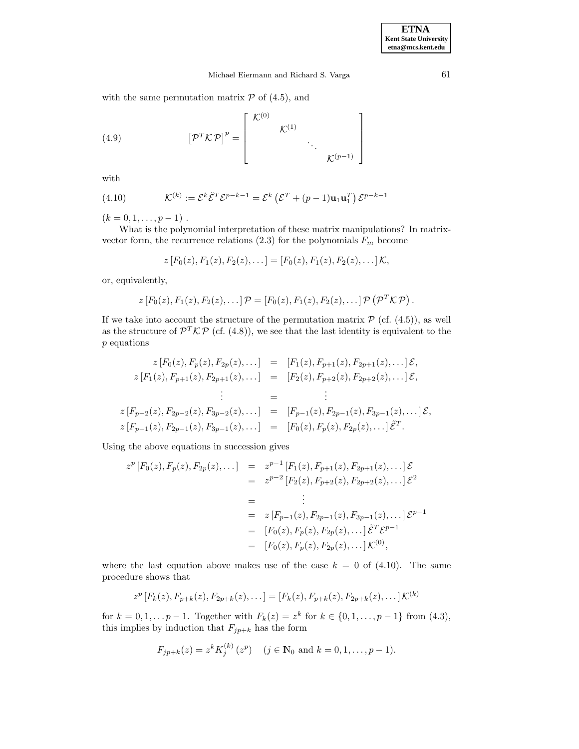with the same permutation matrix $\mathcal{P}$ of (4.5), and

$$
\left[\mathcal{P}^T \mathcal{K}\, \mathcal{P}\right]^p = \begin{bmatrix} \mathcal{K}^{(0)} & & & \\ & \mathcal{K}^{(1)} & & \\ & & \ddots & \\ & & & \mathcal{K}^{(p-1)} \end{bmatrix} \tag{4.9}
$$

with

$$
\mathcal{K}^{(k)} := \mathcal{E}^k \tilde{\mathcal{E}}^T \mathcal{E}^{p-k-1} = \mathcal{E}^k \left(\mathcal{E}^T + (p-1)\mathbf{u}_1 \mathbf{u}_1^T\right) \mathcal{E}^{p-k-1} \tag{4.10}
$$

$(k = 0, 1, \ldots, p-1)$ .

What is the polynomial interpretation of these matrix manipulations? In matrix-vector form, the recurrence relations (2.3) for the polynomials $F_m$ become

$$
z\left[F_0(z), F_1(z), F_2(z), \ldots\right] = \left[F_0(z), F_1(z), F_2(z), \ldots\right] \mathcal{K},
$$

or, equivalently,

$$
z\left[F_0(z), F_1(z), F_2(z), \ldots\right] \mathcal{P} = \left[F_0(z), F_1(z), F_2(z), \ldots\right] \mathcal{P}\left(\mathcal{P}^T \mathcal{K}\, \mathcal{P}\right).
$$

If we take into account the structure of the permutation matrix $\mathcal{P}$ (cf. (4.5)), as well as the structure of $\mathcal{P}^T \mathcal{K}\, \mathcal{P}$ (cf. (4.8)), we see that the last identity is equivalent to the $p$ equations

$$
\begin{aligned}
z\left[F_0(z), F_p(z), F_{2p}(z), \ldots\right] &= \left[F_1(z), F_{p+1}(z), F_{2p+1}(z), \ldots\right] \mathcal{E}, \\
z\left[F_1(z), F_{p+1}(z), F_{2p+1}(z), \ldots\right] &= \left[F_2(z), F_{p+2}(z), F_{2p+2}(z), \ldots\right] \mathcal{E}, \\
\vdots \qquad &= \qquad \vdots \\
z\left[F_{p-2}(z), F_{2p-2}(z), F_{3p-2}(z), \ldots\right] &= \left[F_{p-1}(z), F_{2p-1}(z), F_{3p-1}(z), \ldots\right] \mathcal{E}, \\
z\left[F_{p-1}(z), F_{2p-1}(z), F_{3p-1}(z), \ldots\right] &= \left[F_0(z), F_p(z), F_{2p}(z), \ldots\right] \tilde{\mathcal{E}}^T.
\end{aligned}
$$

Using the above equations in succession gives

$$
\begin{aligned}
z^p\left[F_0(z), F_p(z), F_{2p}(z), \ldots\right] &= z^{p-1}\left[F_1(z), F_{p+1}(z), F_{2p+1}(z), \ldots\right] \mathcal{E} \\
&= z^{p-2}\left[F_2(z), F_{p+2}(z), F_{2p+2}(z), \ldots\right] \mathcal{E}^2 \\
&= \qquad \vdots \\
&= z\left[F_{p-1}(z), F_{2p-1}(z), F_{3p-1}(z), \ldots\right] \mathcal{E}^{p-1} \\
&= \left[F_0(z), F_p(z), F_{2p}(z), \ldots\right] \tilde{\mathcal{E}}^T \mathcal{E}^{p-1} \\
&= \left[F_0(z), F_p(z), F_{2p}(z), \ldots\right] \mathcal{K}^{(0)},
\end{aligned}
$$

where the last equation above makes use of the case $k = 0$ of (4.10). The same procedure shows that

$$
z^p\left[F_k(z), F_{p+k}(z), F_{2p+k}(z), \ldots\right] = \left[F_k(z), F_{p+k}(z), F_{2p+k}(z), \ldots\right] \mathcal{K}^{(k)}
$$

for $k = 0, 1, \ldots p-1$. Together with $F_k(z) = z^k$ for $k \in \{0, 1, \ldots, p-1\}$ from (4.3), this implies by induction that $F_{jp+k}$ has the form

$$
F_{jp+k}(z) = z^k K_j^{(k)}\left(z^p\right) \quad (j \in \mathbb{N}_0 \text{ and } k = 0, 1, \ldots, p-1).
$$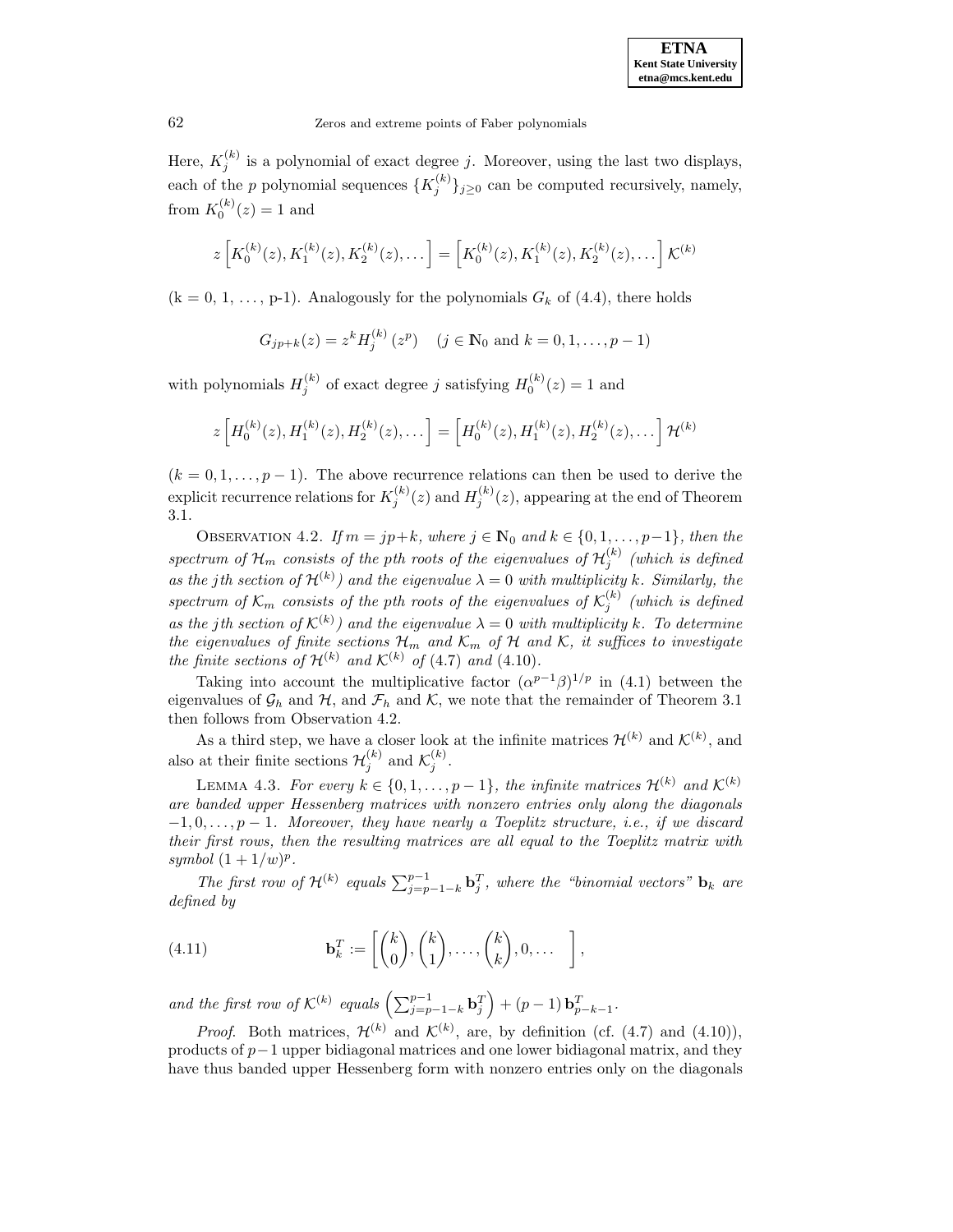Here, $K_j^{(k)}$ is a polynomial of exact degree $j$. Moreover, using the last two displays, each of the $p$ polynomial sequences $\{K_j^{(k)}\}_{j\geq 0}$ can be computed recursively, namely, from $K_0^{(k)}(z) = 1$ and

$$z\left[K_0^{(k)}(z), K_1^{(k)}(z), K_2^{(k)}(z), \dots\right] = \left[K_0^{(k)}(z), K_1^{(k)}(z), K_2^{(k)}(z), \dots\right] \mathcal{K}^{(k)}$$

(k = 0, 1, …, p-1). Analogously for the polynomials $G_k$ of (4.4), there holds

$$G_{jp+k}(z) = z^k H_j^{(k)}\left(z^p\right) \quad (j \in \mathbb{N}_0 \text{ and } k = 0, 1, \dots, p-1)$$

with polynomials $H_j^{(k)}$ of exact degree $j$ satisfying $H_0^{(k)}(z) = 1$ and

$$z\left[H_0^{(k)}(z), H_1^{(k)}(z), H_2^{(k)}(z), \dots\right] = \left[H_0^{(k)}(z), H_1^{(k)}(z), H_2^{(k)}(z), \dots\right] \mathcal{H}^{(k)}$$

$(k = 0, 1, \dots, p-1)$. The above recurrence relations can then be used to derive the explicit recurrence relations for $K_j^{(k)}(z)$ and $H_j^{(k)}(z)$, appearing at the end of Theorem 3.1.

OBSERVATION 4.2. *If $m = jp+k$, where $j \in \mathbb{N}_0$ and $k \in \{0, 1, \dots, p-1\}$, then the spectrum of $\mathcal{H}_m$ consists of the pth roots of the eigenvalues of $\mathcal{H}_j^{(k)}$ (which is defined as the jth section of $\mathcal{H}^{(k)}$) and the eigenvalue $\lambda = 0$ with multiplicity $k$. Similarly, the spectrum of $\mathcal{K}_m$ consists of the pth roots of the eigenvalues of $\mathcal{K}_j^{(k)}$ (which is defined as the jth section of $\mathcal{K}^{(k)}$) and the eigenvalue $\lambda = 0$ with multiplicity $k$. To determine the eigenvalues of finite sections $\mathcal{H}_m$ and $\mathcal{K}_m$ of $\mathcal{H}$ and $\mathcal{K}$, it suffices to investigate the finite sections of $\mathcal{H}^{(k)}$ and $\mathcal{K}^{(k)}$ of (4.7) and (4.10).*

Taking into account the multiplicative factor $(\alpha^{p-1}\beta)^{1/p}$ in (4.1) between the eigenvalues of $\mathcal{G}_h$ and $\mathcal{H}$, and $\mathcal{F}_h$ and $\mathcal{K}$, we note that the remainder of Theorem 3.1 then follows from Observation 4.2.

As a third step, we have a closer look at the infinite matrices $\mathcal{H}^{(k)}$ and $\mathcal{K}^{(k)}$, and also at their finite sections $\mathcal{H}_j^{(k)}$ and $\mathcal{K}_j^{(k)}$.

LEMMA 4.3. *For every $k \in \{0, 1, \dots, p-1\}$, the infinite matrices $\mathcal{H}^{(k)}$ and $\mathcal{K}^{(k)}$ are banded upper Hessenberg matrices with nonzero entries only along the diagonals $-1, 0, \dots, p-1$. Moreover, they have nearly a Toeplitz structure, i.e., if we discard their first rows, then the resulting matrices are all equal to the Toeplitz matrix with symbol $(1 + 1/w)^p$.*

*The first row of $\mathcal{H}^{(k)}$ equals $\sum_{j=p-1-k}^{p-1} \mathbf{b}_j^T$, where the "binomial vectors" $\mathbf{b}_k$ are defined by*

$$\mathbf{b}_k^T := \left[\binom{k}{0}, \binom{k}{1}, \dots, \binom{k}{k}, 0, \dots \quad \right], \tag{4.11}$$

*and the first row of $\mathcal{K}^{(k)}$ equals $\left(\sum_{j=p-1-k}^{p-1} \mathbf{b}_j^T\right) + (p-1)\,\mathbf{b}_{p-k-1}^T$.*

*Proof.* Both matrices, $\mathcal{H}^{(k)}$ and $\mathcal{K}^{(k)}$, are, by definition (cf. (4.7) and (4.10)), products of $p-1$ upper bidiagonal matrices and one lower bidiagonal matrix, and they have thus banded upper Hessenberg form with nonzero entries only on the diagonals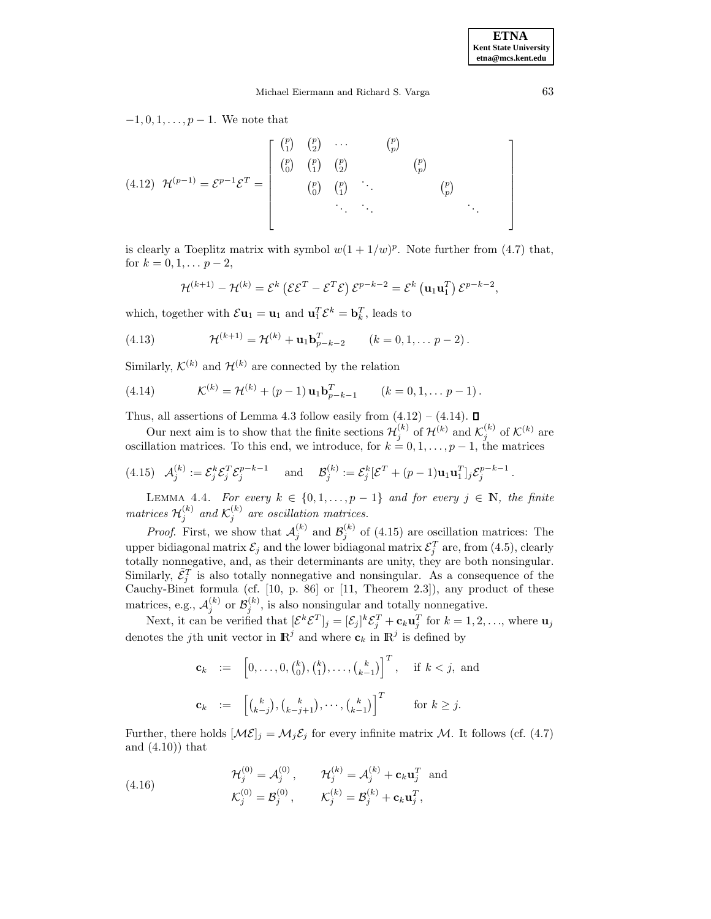$-1, 0, 1, \ldots, p-1$. We note that

$$
(4.12) \quad \mathcal{H}^{(p-1)} = \mathcal{E}^{p-1}\mathcal{E}^T = \begin{bmatrix} \binom{p}{1} & \binom{p}{2} & \cdots & & \binom{p}{p} & & & \\ \binom{p}{0} & \binom{p}{1} & \binom{p}{2} & & & \binom{p}{p} & & \\ & \binom{p}{0} & \binom{p}{1} & \ddots & & & \binom{p}{p} & \\ & & \ddots & \ddots & & & & \ddots \end{bmatrix}
$$

is clearly a Toeplitz matrix with symbol $w(1+1/w)^p$. Note further from (4.7) that, for $k = 0, 1, \ldots p-2$,

$$
\mathcal{H}^{(k+1)} - \mathcal{H}^{(k)} = \mathcal{E}^k \left(\mathcal{E}\mathcal{E}^T - \mathcal{E}^T\mathcal{E}\right)\mathcal{E}^{p-k-2} = \mathcal{E}^k \left(\mathbf{u}_1\mathbf{u}_1^T\right)\mathcal{E}^{p-k-2},
$$

which, together with $\mathcal{E}\mathbf{u}_1 = \mathbf{u}_1$ and $\mathbf{u}_1^T\mathcal{E}^k = \mathbf{b}_k^T$, leads to

$$
(4.13) \qquad \mathcal{H}^{(k+1)} = \mathcal{H}^{(k)} + \mathbf{u}_1\mathbf{b}_{p-k-2}^T \qquad (k = 0, 1, \ldots p-2).
$$

Similarly, $\mathcal{K}^{(k)}$ and $\mathcal{H}^{(k)}$ are connected by the relation

$$
(4.14) \qquad \mathcal{K}^{(k)} = \mathcal{H}^{(k)} + (p-1)\,\mathbf{u}_1\mathbf{b}_{p-k-1}^T \qquad (k = 0, 1, \ldots p-1).
$$

Thus, all assertions of Lemma 4.3 follow easily from (4.12) – (4.14). ∎

Our next aim is to show that the finite sections $\mathcal{H}_j^{(k)}$ of $\mathcal{H}^{(k)}$ and $\mathcal{K}_j^{(k)}$ of $\mathcal{K}^{(k)}$ are oscillation matrices. To this end, we introduce, for $k = 0, 1, \ldots, p-1$, the matrices

$$
(4.15) \quad \mathcal{A}_j^{(k)} := \mathcal{E}_j^k\mathcal{E}_j^T\mathcal{E}_j^{p-k-1} \quad \text{and} \quad \mathcal{B}_j^{(k)} := \mathcal{E}_j^k[\mathcal{E}^T + (p-1)\mathbf{u}_1\mathbf{u}_1^T]_j\mathcal{E}_j^{p-k-1}.
$$

Lemma 4.4. *For every $k \in \{0, 1, \ldots, p-1\}$ and for every $j \in \mathbb{N}$, the finite matrices $\mathcal{H}_j^{(k)}$ and $\mathcal{K}_j^{(k)}$ are oscillation matrices.*

*Proof*. First, we show that $\mathcal{A}_j^{(k)}$ and $\mathcal{B}_j^{(k)}$ of (4.15) are oscillation matrices: The upper bidiagonal matrix $\mathcal{E}_j$ and the lower bidiagonal matrix $\mathcal{E}_j^T$ are, from (4.5), clearly totally nonnegative, and, as their determinants are unity, they are both nonsingular. Similarly, $\tilde{\mathcal{E}}_j^T$ is also totally nonnegative and nonsingular. As a consequence of the Cauchy-Binet formula (cf. [10, p. 86] or [11, Theorem 2.3]), any product of these matrices, e.g., $\mathcal{A}_j^{(k)}$ or $\mathcal{B}_j^{(k)}$, is also nonsingular and totally nonnegative.

Next, it can be verified that $[\mathcal{E}^k\mathcal{E}^T]_j = [\mathcal{E}_j]^k\mathcal{E}_j^T + \mathbf{c}_k\mathbf{u}_j^T$ for $k = 1, 2, \ldots$, where $\mathbf{u}_j$ denotes the $j$th unit vector in $\mathbb{R}^j$ and where $\mathbf{c}_k$ in $\mathbb{R}^j$ is defined by

$$
\begin{aligned}
\mathbf{c}_k &:= \left[0, \ldots, 0, \tbinom{k}{0}, \tbinom{k}{1}, \ldots, \tbinom{k}{k-1}\right]^T, \quad \text{if } k < j, \text{ and} \\
\mathbf{c}_k &:= \left[\tbinom{k}{k-j}, \tbinom{k}{k-j+1}, \cdots, \tbinom{k}{k-1}\right]^T \qquad \text{for } k \geq j.
\end{aligned}
$$

Further, there holds $[\mathcal{M}\mathcal{E}]_j = \mathcal{M}_j\mathcal{E}_j$ for every infinite matrix $\mathcal{M}$. It follows (cf. (4.7) and (4.10)) that

$$
(4.16) \qquad
\begin{aligned}
\mathcal{H}_j^{(0)} &= \mathcal{A}_j^{(0)}, \qquad \mathcal{H}_j^{(k)} = \mathcal{A}_j^{(k)} + \mathbf{c}_k\mathbf{u}_j^T \quad \text{and} \\
\mathcal{K}_j^{(0)} &= \mathcal{B}_j^{(0)}, \qquad \mathcal{K}_j^{(k)} = \mathcal{B}_j^{(k)} + \mathbf{c}_k\mathbf{u}_j^T,
\end{aligned}
$$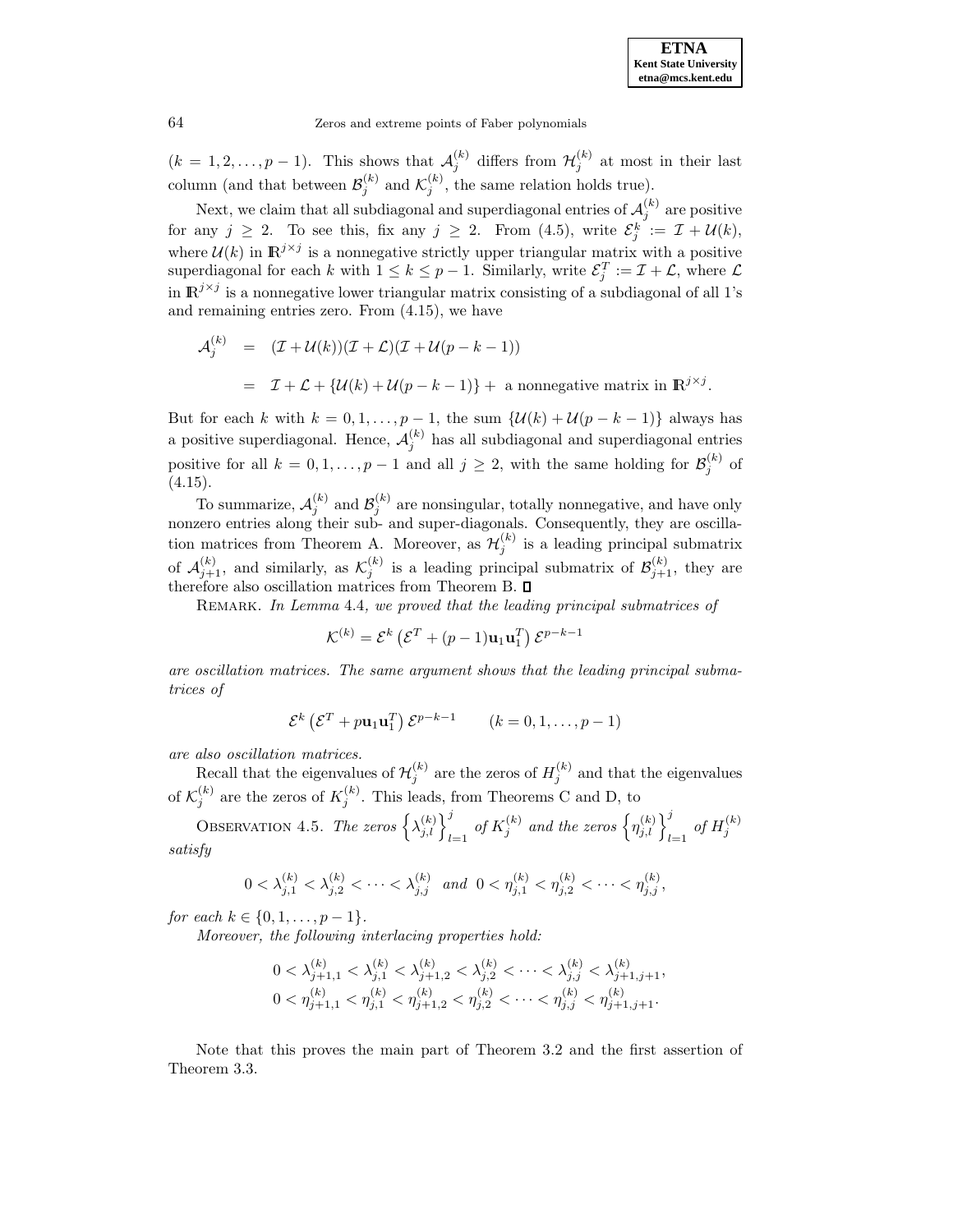$(k = 1, 2, \ldots, p-1)$. This shows that $\mathcal{A}_j^{(k)}$ differs from $\mathcal{H}_j^{(k)}$ at most in their last column (and that between $\mathcal{B}_j^{(k)}$ and $\mathcal{K}_j^{(k)}$, the same relation holds true).

Next, we claim that all subdiagonal and superdiagonal entries of $\mathcal{A}_j^{(k)}$ are positive for any $j \geq 2$. To see this, fix any $j \geq 2$. From (4.5), write $\mathcal{E}_j^k := \mathcal{I} + \mathcal{U}(k)$, where $\mathcal{U}(k)$ in $\mathbb{R}^{j \times j}$ is a nonnegative strictly upper triangular matrix with a positive superdiagonal for each $k$ with $1 \leq k \leq p-1$. Similarly, write $\mathcal{E}_j^T := \mathcal{I} + \mathcal{L}$, where $\mathcal{L}$ in $\mathbb{R}^{j \times j}$ is a nonnegative lower triangular matrix consisting of a subdiagonal of all 1's and remaining entries zero. From (4.15), we have

$$
\begin{aligned}
\mathcal{A}_j^{(k)} &= (\mathcal{I} + \mathcal{U}(k))(\mathcal{I} + \mathcal{L})(\mathcal{I} + \mathcal{U}(p-k-1)) \\
&= \mathcal{I} + \mathcal{L} + \{\mathcal{U}(k) + \mathcal{U}(p-k-1)\} + \text{ a nonnegative matrix in } \mathbb{R}^{j \times j}.
\end{aligned}
$$

But for each $k$ with $k = 0, 1, \ldots, p-1$, the sum $\{\mathcal{U}(k) + \mathcal{U}(p-k-1)\}$ always has a positive superdiagonal. Hence, $\mathcal{A}_j^{(k)}$ has all subdiagonal and superdiagonal entries positive for all $k = 0, 1, \ldots, p-1$ and all $j \geq 2$, with the same holding for $\mathcal{B}_j^{(k)}$ of (4.15).

To summarize, $\mathcal{A}_j^{(k)}$ and $\mathcal{B}_j^{(k)}$ are nonsingular, totally nonnegative, and have only nonzero entries along their sub- and super-diagonals. Consequently, they are oscillation matrices from Theorem A. Moreover, as $\mathcal{H}_j^{(k)}$ is a leading principal submatrix of $\mathcal{A}_{j+1}^{(k)}$, and similarly, as $\mathcal{K}_j^{(k)}$ is a leading principal submatrix of $\mathcal{B}_{j+1}^{(k)}$, they are therefore also oscillation matrices from Theorem B. $\square$

Remark. *In Lemma 4.4, we proved that the leading principal submatrices of*

$$
\mathcal{K}^{(k)} = \mathcal{E}^k \left( \mathcal{E}^T + (p-1)\mathbf{u}_1 \mathbf{u}_1^T \right) \mathcal{E}^{p-k-1}
$$

*are oscillation matrices. The same argument shows that the leading principal submatrices of*

$$
\mathcal{E}^k \left( \mathcal{E}^T + p\mathbf{u}_1 \mathbf{u}_1^T \right) \mathcal{E}^{p-k-1} \qquad (k = 0, 1, \ldots, p-1)
$$

*are also oscillation matrices.*

Recall that the eigenvalues of $\mathcal{H}_j^{(k)}$ are the zeros of $H_j^{(k)}$ and that the eigenvalues of $\mathcal{K}_j^{(k)}$ are the zeros of $K_j^{(k)}$. This leads, from Theorems C and D, to

Observation 4.5. *The zeros $\left\{ \lambda_{j,l}^{(k)} \right\}_{l=1}^{j}$ of $K_j^{(k)}$ and the zeros $\left\{ \eta_{j,l}^{(k)} \right\}_{l=1}^{j}$ of $H_j^{(k)}$ satisfy*

$$
0 < \lambda_{j,1}^{(k)} < \lambda_{j,2}^{(k)} < \cdots < \lambda_{j,j}^{(k)} \quad \text{and} \quad 0 < \eta_{j,1}^{(k)} < \eta_{j,2}^{(k)} < \cdots < \eta_{j,j}^{(k)},
$$

*for each $k \in \{0, 1, \ldots, p-1\}$.*

*Moreover, the following interlacing properties hold:*

$$
\begin{aligned}
&0 < \lambda_{j+1,1}^{(k)} < \lambda_{j,1}^{(k)} < \lambda_{j+1,2}^{(k)} < \lambda_{j,2}^{(k)} < \cdots < \lambda_{j,j}^{(k)} < \lambda_{j+1,j+1}^{(k)}, \\
&0 < \eta_{j+1,1}^{(k)} < \eta_{j,1}^{(k)} < \eta_{j+1,2}^{(k)} < \eta_{j,2}^{(k)} < \cdots < \eta_{j,j}^{(k)} < \eta_{j+1,j+1}^{(k)}.
\end{aligned}
$$

Note that this proves the main part of Theorem 3.2 and the first assertion of Theorem 3.3.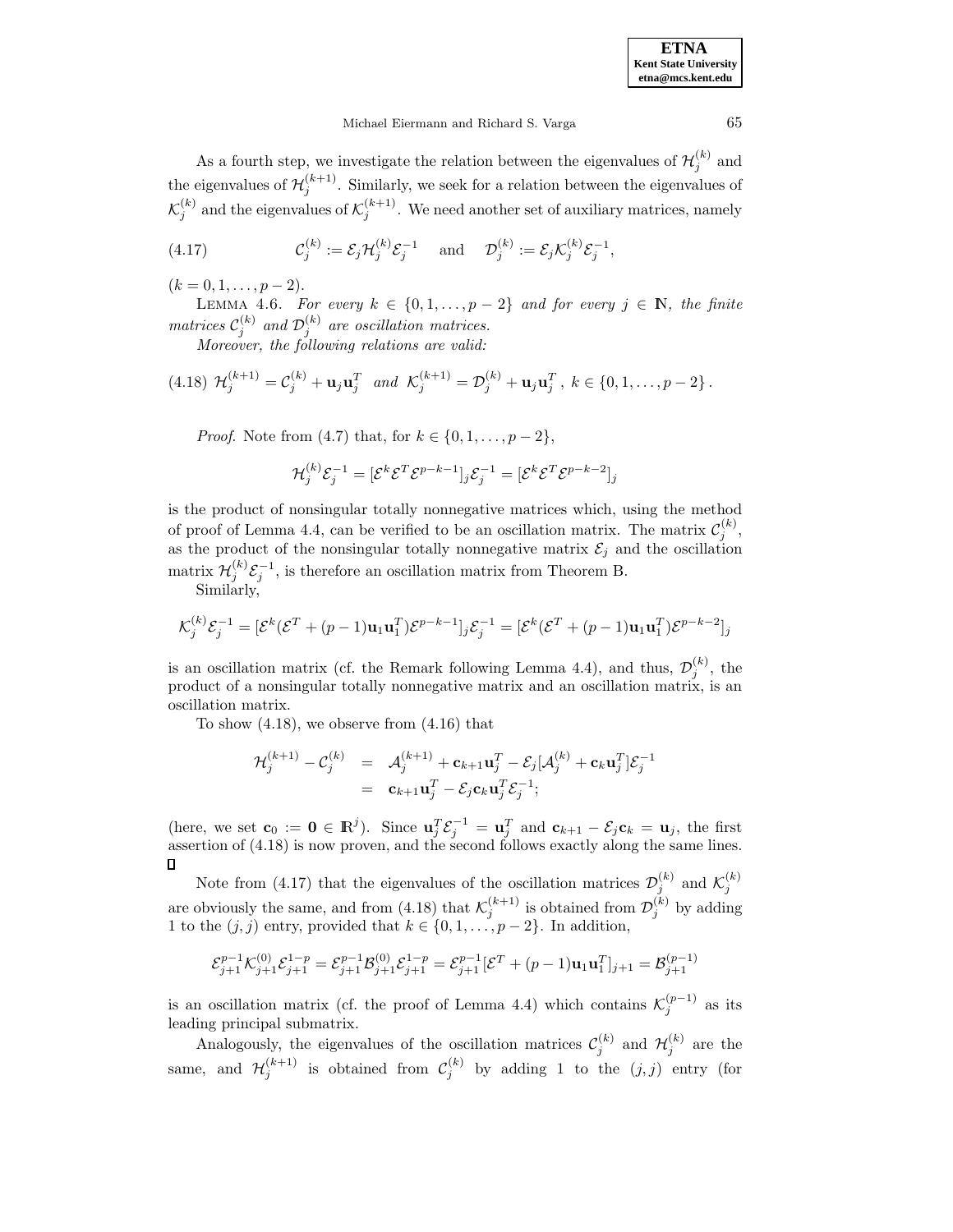As a fourth step, we investigate the relation between the eigenvalues of $\mathcal{H}_j^{(k)}$ and the eigenvalues of $\mathcal{H}_j^{(k+1)}$. Similarly, we seek for a relation between the eigenvalues of $\mathcal{K}_j^{(k)}$ and the eigenvalues of $\mathcal{K}_j^{(k+1)}$. We need another set of auxiliary matrices, namely

$$
\mathcal{C}_j^{(k)} := \mathcal{E}_j \mathcal{H}_j^{(k)} \mathcal{E}_j^{-1} \quad \text{and} \quad \mathcal{D}_j^{(k)} := \mathcal{E}_j \mathcal{K}_j^{(k)} \mathcal{E}_j^{-1}, \tag{4.17}
$$

$(k = 0, 1, \ldots, p-2)$.

LEMMA 4.6. *For every $k \in \{0, 1, \ldots, p-2\}$ and for every $j \in \mathbb{N}$, the finite matrices $\mathcal{C}_j^{(k)}$ and $\mathcal{D}_j^{(k)}$ are oscillation matrices.*

*Moreover, the following relations are valid:*

$$
\mathcal{H}_j^{(k+1)} = \mathcal{C}_j^{(k)} + \mathbf{u}_j \mathbf{u}_j^T \quad \textit{and} \quad \mathcal{K}_j^{(k+1)} = \mathcal{D}_j^{(k)} + \mathbf{u}_j \mathbf{u}_j^T, \; k \in \{0, 1, \ldots, p-2\}. \tag{4.18}
$$

*Proof.* Note from (4.7) that, for $k \in \{0, 1, \ldots, p-2\}$,

$$
\mathcal{H}_j^{(k)} \mathcal{E}_j^{-1} = [\mathcal{E}^k \mathcal{E}^T \mathcal{E}^{p-k-1}]_j \mathcal{E}_j^{-1} = [\mathcal{E}^k \mathcal{E}^T \mathcal{E}^{p-k-2}]_j
$$

is the product of nonsingular totally nonnegative matrices which, using the method of proof of Lemma 4.4, can be verified to be an oscillation matrix. The matrix $\mathcal{C}_j^{(k)}$, as the product of the nonsingular totally nonnegative matrix $\mathcal{E}_j$ and the oscillation matrix $\mathcal{H}_j^{(k)} \mathcal{E}_j^{-1}$, is therefore an oscillation matrix from Theorem B.

Similarly,

$$
\mathcal{K}_j^{(k)} \mathcal{E}_j^{-1} = [\mathcal{E}^k (\mathcal{E}^T + (p-1)\mathbf{u}_1 \mathbf{u}_1^T) \mathcal{E}^{p-k-1}]_j \mathcal{E}_j^{-1} = [\mathcal{E}^k (\mathcal{E}^T + (p-1)\mathbf{u}_1 \mathbf{u}_1^T) \mathcal{E}^{p-k-2}]_j
$$

is an oscillation matrix (cf. the Remark following Lemma 4.4), and thus, $\mathcal{D}_j^{(k)}$, the product of a nonsingular totally nonnegative matrix and an oscillation matrix, is an oscillation matrix.

To show (4.18), we observe from (4.16) that

$$
\begin{aligned}
\mathcal{H}_j^{(k+1)} - \mathcal{C}_j^{(k)} &= \mathcal{A}_j^{(k+1)} + \mathbf{c}_{k+1} \mathbf{u}_j^T - \mathcal{E}_j [\mathcal{A}_j^{(k)} + \mathbf{c}_k \mathbf{u}_j^T] \mathcal{E}_j^{-1} \\
&= \mathbf{c}_{k+1} \mathbf{u}_j^T - \mathcal{E}_j \mathbf{c}_k \mathbf{u}_j^T \mathcal{E}_j^{-1};
\end{aligned}
$$

(here, we set $\mathbf{c}_0 := \mathbf{0} \in \mathbb{R}^j$). Since $\mathbf{u}_j^T \mathcal{E}_j^{-1} = \mathbf{u}_j^T$ and $\mathbf{c}_{k+1} - \mathcal{E}_j \mathbf{c}_k = \mathbf{u}_j$, the first assertion of (4.18) is now proven, and the second follows exactly along the same lines. $\square$

Note from (4.17) that the eigenvalues of the oscillation matrices $\mathcal{D}_j^{(k)}$ and $\mathcal{K}_j^{(k)}$ are obviously the same, and from (4.18) that $\mathcal{K}_j^{(k+1)}$ is obtained from $\mathcal{D}_j^{(k)}$ by adding 1 to the $(j,j)$ entry, provided that $k \in \{0, 1, \ldots, p-2\}$. In addition,

$$
\mathcal{E}_{j+1}^{p-1} \mathcal{K}_{j+1}^{(0)} \mathcal{E}_{j+1}^{1-p} = \mathcal{E}_{j+1}^{p-1} \mathcal{B}_{j+1}^{(0)} \mathcal{E}_{j+1}^{1-p} = \mathcal{E}_{j+1}^{p-1} [\mathcal{E}^T + (p-1)\mathbf{u}_1 \mathbf{u}_1^T]_{j+1} = \mathcal{B}_{j+1}^{(p-1)}
$$

is an oscillation matrix (cf. the proof of Lemma 4.4) which contains $\mathcal{K}_j^{(p-1)}$ as its leading principal submatrix.

Analogously, the eigenvalues of the oscillation matrices $\mathcal{C}_j^{(k)}$ and $\mathcal{H}_j^{(k)}$ are the same, and $\mathcal{H}_j^{(k+1)}$ is obtained from $\mathcal{C}_j^{(k)}$ by adding 1 to the $(j,j)$ entry (for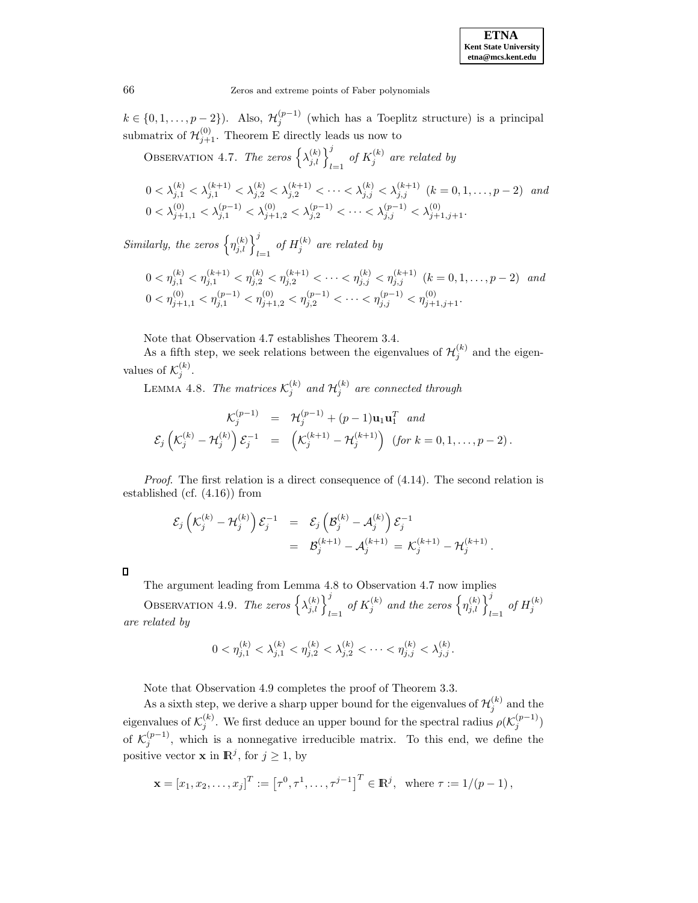$k \in \{0, 1, \ldots, p-2\}$). Also, $\mathcal{H}_j^{(p-1)}$ (which has a Toeplitz structure) is a principal submatrix of $\mathcal{H}_{j+1}^{(0)}$. Theorem E directly leads us now to

Observation 4.7. *The zeros $\left\{\lambda_{j,l}^{(k)}\right\}_{l=1}^{j}$ of $K_j^{(k)}$ are related by*

$$0 < \lambda_{j,1}^{(k)} < \lambda_{j,1}^{(k+1)} < \lambda_{j,2}^{(k)} < \lambda_{j,2}^{(k+1)} < \cdots < \lambda_{j,j}^{(k)} < \lambda_{j,j}^{(k+1)} \;\; (k = 0, 1, \ldots, p-2) \;\; \textit{and}$$
$$0 < \lambda_{j+1,1}^{(0)} < \lambda_{j,1}^{(p-1)} < \lambda_{j+1,2}^{(0)} < \lambda_{j,2}^{(p-1)} < \cdots < \lambda_{j,j}^{(p-1)} < \lambda_{j+1,j+1}^{(0)}.$$

*Similarly, the zeros $\left\{\eta_{j,l}^{(k)}\right\}_{l=1}^{j}$ of $H_j^{(k)}$ are related by*

$$0 < \eta_{j,1}^{(k)} < \eta_{j,1}^{(k+1)} < \eta_{j,2}^{(k)} < \eta_{j,2}^{(k+1)} < \cdots < \eta_{j,j}^{(k)} < \eta_{j,j}^{(k+1)} \;\; (k = 0, 1, \ldots, p-2) \;\; \textit{and}$$
$$0 < \eta_{j+1,1}^{(0)} < \eta_{j,1}^{(p-1)} < \eta_{j+1,2}^{(0)} < \eta_{j,2}^{(p-1)} < \cdots < \eta_{j,j}^{(p-1)} < \eta_{j+1,j+1}^{(0)}.$$

Note that Observation 4.7 establishes Theorem 3.4.

As a fifth step, we seek relations between the eigenvalues of $\mathcal{H}_j^{(k)}$ and the eigenvalues of $\mathcal{K}_j^{(k)}$.

Lemma 4.8. *The matrices $\mathcal{K}_j^{(k)}$ and $\mathcal{H}_j^{(k)}$ are connected through*

$$\begin{aligned}
\mathcal{K}_j^{(p-1)} &= \mathcal{H}_j^{(p-1)} + (p-1)\mathbf{u}_1\mathbf{u}_1^T \quad \textit{and} \\
\mathcal{E}_j\left(\mathcal{K}_j^{(k)} - \mathcal{H}_j^{(k)}\right)\mathcal{E}_j^{-1} &= \left(\mathcal{K}_j^{(k+1)} - \mathcal{H}_j^{(k+1)}\right) \;\; (\textit{for } k = 0, 1, \ldots, p-2).
\end{aligned}$$

*Proof*. The first relation is a direct consequence of (4.14). The second relation is established (cf. (4.16)) from

$$\begin{aligned}
\mathcal{E}_j\left(\mathcal{K}_j^{(k)} - \mathcal{H}_j^{(k)}\right)\mathcal{E}_j^{-1} &= \mathcal{E}_j\left(\mathcal{B}_j^{(k)} - \mathcal{A}_j^{(k)}\right)\mathcal{E}_j^{-1} \\
&= \mathcal{B}_j^{(k+1)} - \mathcal{A}_j^{(k+1)} = \mathcal{K}_j^{(k+1)} - \mathcal{H}_j^{(k+1)}.
\end{aligned}$$

□

The argument leading from Lemma 4.8 to Observation 4.7 now implies

Observation 4.9. *The zeros $\left\{\lambda_{j,l}^{(k)}\right\}_{l=1}^{j}$ of $K_j^{(k)}$ and the zeros $\left\{\eta_{j,l}^{(k)}\right\}_{l=1}^{j}$ of $H_j^{(k)}$ are related by*

$$0 < \eta_{j,1}^{(k)} < \lambda_{j,1}^{(k)} < \eta_{j,2}^{(k)} < \lambda_{j,2}^{(k)} < \cdots < \eta_{j,j}^{(k)} < \lambda_{j,j}^{(k)}.$$

Note that Observation 4.9 completes the proof of Theorem 3.3.

As a sixth step, we derive a sharp upper bound for the eigenvalues of $\mathcal{H}_j^{(k)}$ and the eigenvalues of $\mathcal{K}_j^{(k)}$. We first deduce an upper bound for the spectral radius $\rho(\mathcal{K}_j^{(p-1)})$ of $\mathcal{K}_j^{(p-1)}$, which is a nonnegative irreducible matrix. To this end, we define the positive vector $\mathbf{x}$ in $\mathbb{R}^j$, for $j \geq 1$, by

$$\mathbf{x} = [x_1, x_2, \ldots, x_j]^T := \left[\tau^0, \tau^1, \ldots, \tau^{j-1}\right]^T \in \mathbb{R}^j, \;\; \text{where } \tau := 1/(p-1),$$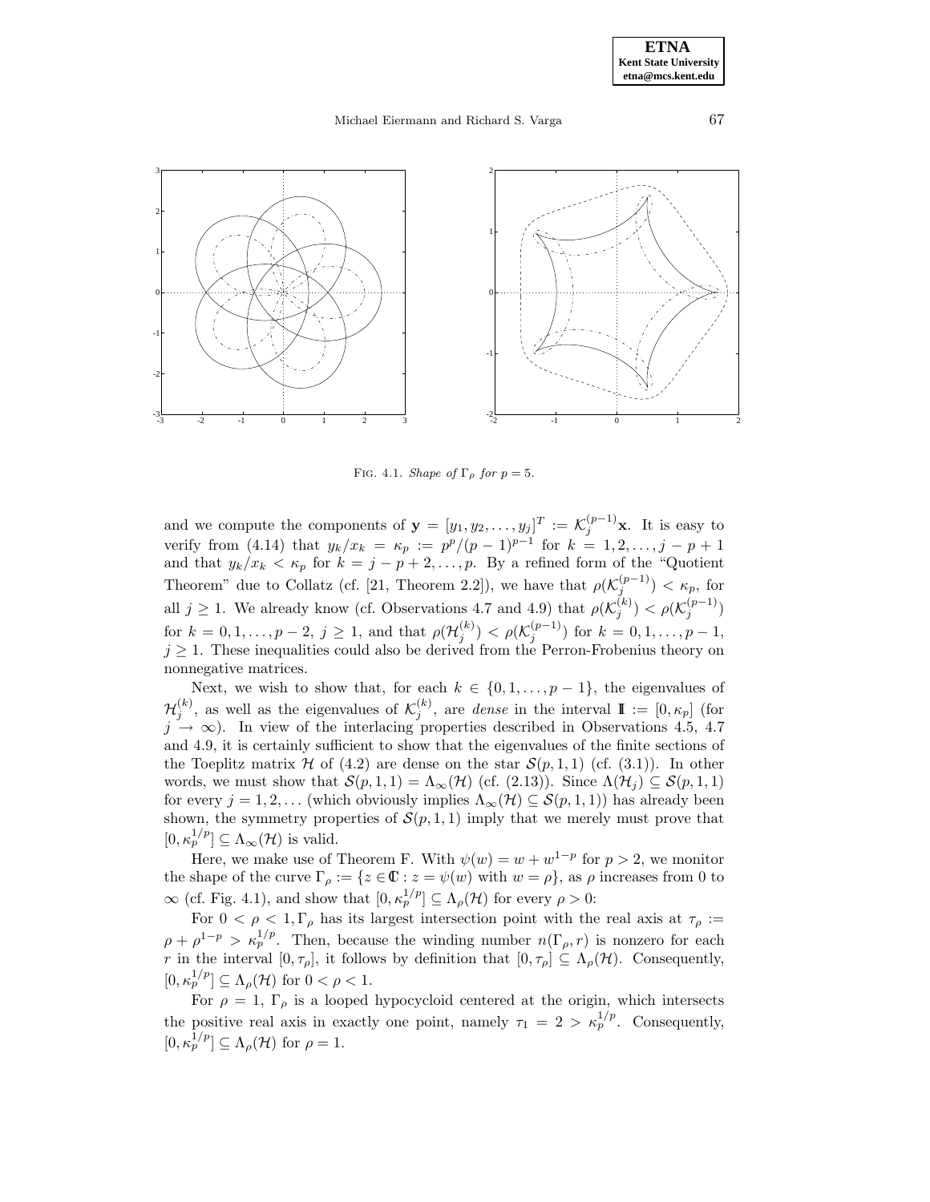FIG. 4.1. *Shape of* $\Gamma_\rho$ *for* $p = 5$.

and we compute the components of $\mathbf{y} = [y_1, y_2, \ldots, y_j]^T := \mathcal{K}_j^{(p-1)}\mathbf{x}$. It is easy to verify from (4.14) that $y_k/x_k = \kappa_p := p^p/(p-1)^{p-1}$ for $k = 1, 2, \ldots, j-p+1$ and that $y_k/x_k < \kappa_p$ for $k = j-p+2, \ldots, p$. By a refined form of the "Quotient Theorem" due to Collatz (cf. [21, Theorem 2.2]), we have that $\rho(\mathcal{K}_j^{(p-1)}) < \kappa_p$, for all $j \geq 1$. We already know (cf. Observations 4.7 and 4.9) that $\rho(\mathcal{K}_j^{(k)}) < \rho(\mathcal{K}_j^{(p-1)})$ for $k = 0, 1, \ldots, p-2$, $j \geq 1$, and that $\rho(\mathcal{H}_j^{(k)}) < \rho(\mathcal{K}_j^{(p-1)})$ for $k = 0, 1, \ldots, p-1$, $j \geq 1$. These inequalities could also be derived from the Perron-Frobenius theory on nonnegative matrices.

Next, we wish to show that, for each $k \in \{0, 1, \ldots, p-1\}$, the eigenvalues of $\mathcal{H}_j^{(k)}$, as well as the eigenvalues of $\mathcal{K}_j^{(k)}$, are *dense* in the interval $\mathbb{I} := [0, \kappa_p]$ (for $j \to \infty$). In view of the interlacing properties described in Observations 4.5, 4.7 and 4.9, it is certainly sufficient to show that the eigenvalues of the finite sections of the Toeplitz matrix $\mathcal{H}$ of (4.2) are dense on the star $\mathcal{S}(p, 1, 1)$ (cf. (3.1)). In other words, we must show that $\mathcal{S}(p, 1, 1) = \Lambda_\infty(\mathcal{H})$ (cf. (2.13)). Since $\Lambda(\mathcal{H}_j) \subseteq \mathcal{S}(p, 1, 1)$ for every $j = 1, 2, \ldots$ (which obviously implies $\Lambda_\infty(\mathcal{H}) \subseteq \mathcal{S}(p, 1, 1)$) has already been shown, the symmetry properties of $\mathcal{S}(p, 1, 1)$ imply that we merely must prove that $[0, \kappa_p^{1/p}] \subseteq \Lambda_\infty(\mathcal{H})$ is valid.

Here, we make use of Theorem F. With $\psi(w) = w + w^{1-p}$ for $p > 2$, we monitor the shape of the curve $\Gamma_\rho := \{z \in \mathbb{C} : z = \psi(w) \text{ with } w = \rho\}$, as $\rho$ increases from 0 to $\infty$ (cf. Fig. 4.1), and show that $[0, \kappa_p^{1/p}] \subseteq \Lambda_\rho(\mathcal{H})$ for every $\rho > 0$:

For $0 < \rho < 1$, $\Gamma_\rho$ has its largest intersection point with the real axis at $\tau_\rho := \rho + \rho^{1-p} > \kappa_p^{1/p}$. Then, because the winding number $n(\Gamma_\rho, r)$ is nonzero for each $r$ in the interval $[0, \tau_\rho]$, it follows by definition that $[0, \tau_\rho] \subseteq \Lambda_\rho(\mathcal{H})$. Consequently, $[0, \kappa_p^{1/p}] \subseteq \Lambda_\rho(\mathcal{H})$ for $0 < \rho < 1$.

For $\rho = 1$, $\Gamma_\rho$ is a looped hypocycloid centered at the origin, which intersects the positive real axis in exactly one point, namely $\tau_1 = 2 > \kappa_p^{1/p}$. Consequently, $[0, \kappa_p^{1/p}] \subseteq \Lambda_\rho(\mathcal{H})$ for $\rho = 1$.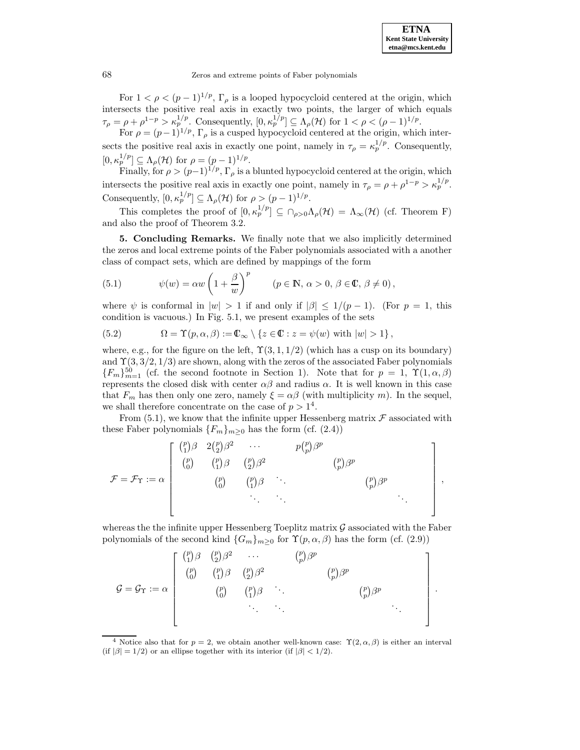For $1 < \rho < (p-1)^{1/p}$, $\Gamma_\rho$ is a looped hypocycloid centered at the origin, which intersects the positive real axis in exactly two points, the larger of which equals $\tau_\rho = \rho + \rho^{1-p} > \kappa_p^{1/p}$. Consequently, $[0, \kappa_p^{1/p}] \subseteq \Lambda_\rho(\mathcal{H})$ for $1 < \rho < (\rho-1)^{1/p}$.

For $\rho = (p-1)^{1/p}$, $\Gamma_\rho$ is a cusped hypocycloid centered at the origin, which intersects the positive real axis in exactly one point, namely in $\tau_\rho = \kappa_p^{1/p}$. Consequently, $[0, \kappa_p^{1/p}] \subseteq \Lambda_\rho(\mathcal{H})$ for $\rho = (p-1)^{1/p}$.

Finally, for $\rho > (p-1)^{1/p}$, $\Gamma_\rho$ is a blunted hypocycloid centered at the origin, which intersects the positive real axis in exactly one point, namely in $\tau_\rho = \rho + \rho^{1-p} > \kappa_p^{1/p}$. Consequently, $[0, \kappa_p^{1/p}] \subseteq \Lambda_\rho(\mathcal{H})$ for $\rho > (p-1)^{1/p}$.

This completes the proof of $[0, \kappa_p^{1/p}] \subseteq \cap_{\rho > 0} \Lambda_\rho(\mathcal{H}) = \Lambda_\infty(\mathcal{H})$ (cf. Theorem F) and also the proof of Theorem 3.2.

## 5. Concluding Remarks.

We finally note that we also implicitly determined the zeros and local extreme points of the Faber polynomials associated with a another class of compact sets, which are defined by mappings of the form

$$\psi(w) = \alpha w \left(1 + \frac{\beta}{w}\right)^p \qquad (p \in \mathbb{N},\ \alpha > 0,\ \beta \in \mathbb{C},\ \beta \neq 0), \tag{5.1}$$

where $\psi$ is conformal in $|w| > 1$ if and only if $|\beta| \le 1/(p-1)$. (For $p = 1$, this condition is vacuous.) In Fig. 5.1, we present examples of the sets

$$\Omega = \Upsilon(p, \alpha, \beta) := \mathbb{C}_\infty \setminus \{z \in \mathbb{C} : z = \psi(w) \text{ with } |w| > 1\}, \tag{5.2}$$

where, e.g., for the figure on the left, $\Upsilon(3, 1, 1/2)$ (which has a cusp on its boundary) and $\Upsilon(3, 3/2, 1/3)$ are shown, along with the zeros of the associated Faber polynomials $\{F_m\}_{m=1}^{50}$ (cf. the second footnote in Section 1). Note that for $p = 1$, $\Upsilon(1, \alpha, \beta)$ represents the closed disk with center $\alpha\beta$ and radius $\alpha$. It is well known in this case that $F_m$ has then only one zero, namely $\xi = \alpha\beta$ (with multiplicity $m$). In the sequel, we shall therefore concentrate on the case of $p > 1$[4].

From (5.1), we know that the infinite upper Hessenberg matrix $\mathcal{F}$ associated with these Faber polynomials $\{F_m\}_{m \ge 0}$ has the form (cf. (2.4))

$$\mathcal{F} = \mathcal{F}_\Upsilon := \alpha \begin{bmatrix} \binom{p}{1}\beta & 2\binom{p}{2}\beta^2 & \cdots & p\binom{p}{p}\beta^p & & & \\ \binom{p}{0} & \binom{p}{1}\beta & \binom{p}{2}\beta^2 & & \binom{p}{p}\beta^p & & \\ & \binom{p}{0} & \binom{p}{1}\beta & \ddots & & \binom{p}{p}\beta^p & \\ & & \ddots & \ddots & & & \ddots \end{bmatrix},$$

whereas the the infinite upper Hessenberg Toeplitz matrix $\mathcal{G}$ associated with the Faber polynomials of the second kind $\{G_m\}_{m \ge 0}$ for $\Upsilon(p, \alpha, \beta)$ has the form (cf. (2.9))

$$\mathcal{G} = \mathcal{G}_\Upsilon := \alpha \begin{bmatrix} \binom{p}{1}\beta & \binom{p}{2}\beta^2 & \cdots & \binom{p}{p}\beta^p & & & \\ \binom{p}{0} & \binom{p}{1}\beta & \binom{p}{2}\beta^2 & & \binom{p}{p}\beta^p & & \\ & \binom{p}{0} & \binom{p}{1}\beta & \ddots & & \binom{p}{p}\beta^p & \\ & & \ddots & \ddots & & & \ddots \end{bmatrix}.$$

[4] Notice also that for $p = 2$, we obtain another well-known case: $\Upsilon(2, \alpha, \beta)$ is either an interval (if $|\beta| = 1/2$) or an ellipse together with its interior (if $|\beta| < 1/2$).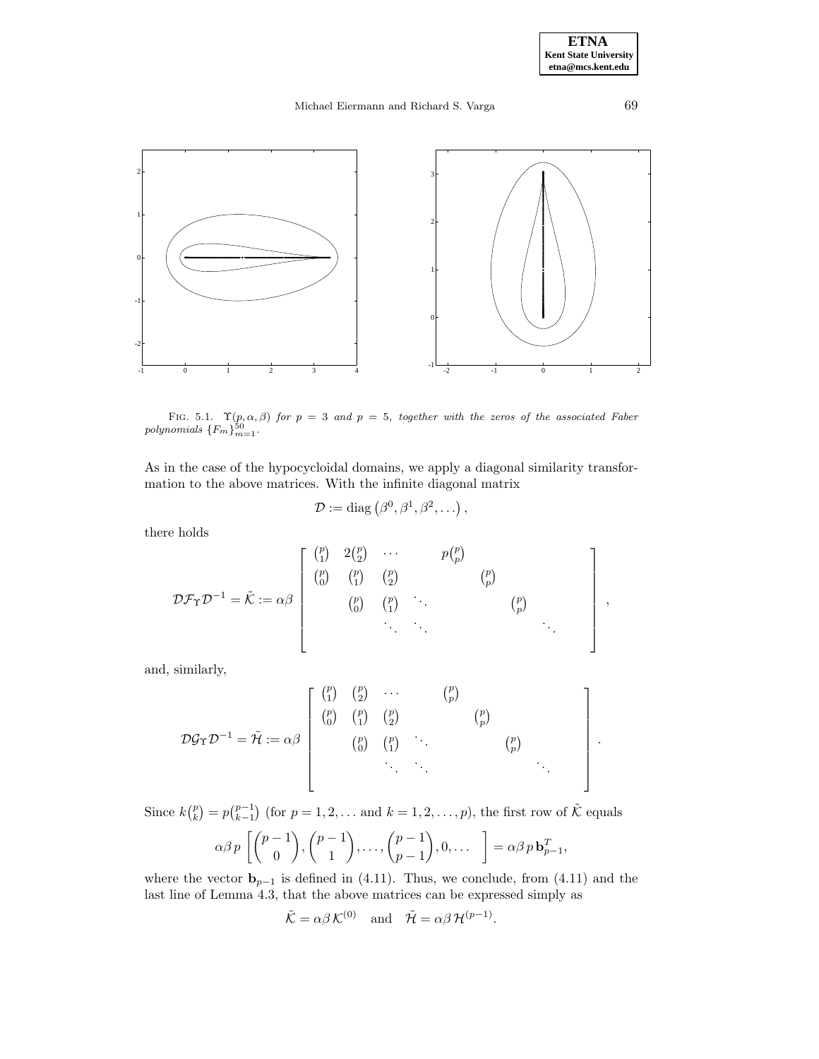FIG. 5.1. $\Upsilon(p,\alpha,\beta)$ *for* $p = 3$ *and* $p = 5$*, together with the zeros of the associated Faber polynomials* $\{F_m\}_{m=1}^{50}$.

As in the case of the hypocycloidal domains, we apply a diagonal similarity transformation to the above matrices. With the infinite diagonal matrix

$$\mathcal{D} := \operatorname{diag}\left(\beta^0, \beta^1, \beta^2, \dots\right),$$

there holds

$$\mathcal{D}\mathcal{F}_\Upsilon\mathcal{D}^{-1} = \tilde{\mathcal{K}} := \alpha\beta \begin{bmatrix} \binom{p}{1} & 2\binom{p}{2} & \cdots & & p\binom{p}{p} & & & \\ \binom{p}{0} & \binom{p}{1} & \binom{p}{2} & & & \binom{p}{p} & & \\ & \binom{p}{0} & \binom{p}{1} & \ddots & & & \binom{p}{p} & \\ & & \ddots & \ddots & & & & \ddots \\ & & & & & & & \end{bmatrix},$$

and, similarly,

$$\mathcal{D}\mathcal{G}_\Upsilon\mathcal{D}^{-1} = \tilde{\mathcal{H}} := \alpha\beta \begin{bmatrix} \binom{p}{1} & \binom{p}{2} & \cdots & & \binom{p}{p} & & & \\ \binom{p}{0} & \binom{p}{1} & \binom{p}{2} & & & \binom{p}{p} & & \\ & \binom{p}{0} & \binom{p}{1} & \ddots & & & \binom{p}{p} & \\ & & \ddots & \ddots & & & & \ddots \\ & & & & & & & \end{bmatrix}.$$

Since $k\binom{p}{k} = p\binom{p-1}{k-1}$ (for $p = 1, 2, \dots$ and $k = 1, 2, \dots, p$), the first row of $\tilde{\mathcal{K}}$ equals

$$\alpha\beta\, p \left[ \binom{p-1}{0}, \binom{p-1}{1}, \dots, \binom{p-1}{p-1}, 0, \dots \ \right] = \alpha\beta\, p\, \mathbf{b}_{p-1}^T,$$

where the vector $\mathbf{b}_{p-1}$ is defined in (4.11). Thus, we conclude, from (4.11) and the last line of Lemma 4.3, that the above matrices can be expressed simply as

$$\tilde{\mathcal{K}} = \alpha\beta\, \mathcal{K}^{(0)} \quad \text{and} \quad \tilde{\mathcal{H}} = \alpha\beta\, \mathcal{H}^{(p-1)}.$$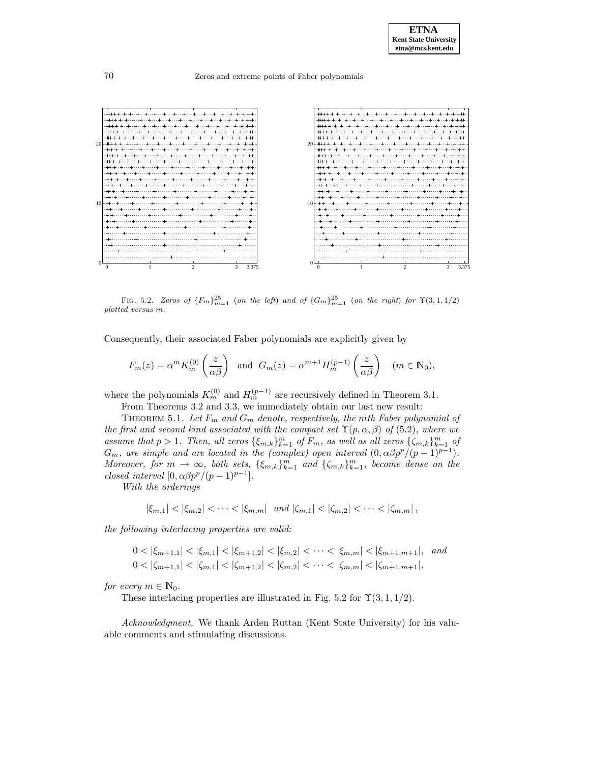FIG. 5.2. *Zeros of* $\{F_m\}_{m=1}^{25}$ *(on the left) and of* $\{G_m\}_{m=1}^{25}$ *(on the right) for* $\Upsilon(3,1,1/2)$ *plotted versus* $m$.

Consequently, their associated Faber polynomials are explicitly given by

$$F_m(z) = \alpha^m K_m^{(0)}\left(\frac{z}{\alpha\beta}\right) \quad \text{and} \quad G_m(z) = \alpha^{m+1} H_m^{(p-1)}\left(\frac{z}{\alpha\beta}\right) \quad (m \in \mathbb{N}_0),$$

where the polynomials $K_m^{(0)}$ and $H_m^{(p-1)}$ are recursively defined in Theorem 3.1.

From Theorems 3.2 and 3.3, we immediately obtain our last new result:

THEOREM 5.1. *Let* $F_m$ *and* $G_m$ *denote, respectively, the* $m$*th Faber polynomial of the first and second kind associated with the compact set* $\Upsilon(p,\alpha,\beta)$ *of* (5.2)*, where we assume that* $p > 1$*. Then, all zeros* $\{\xi_{m,k}\}_{k=1}^m$ *of* $F_m$*, as well as all zeros* $\{\zeta_{m,k}\}_{k=1}^m$ *of* $G_m$*, are simple and are located in the (complex) open interval* $(0, \alpha\beta p^p/(p-1)^{p-1})$*. Moreover, for* $m \to \infty$*, both sets,* $\{\xi_{m,k}\}_{k=1}^m$ *and* $\{\zeta_{m,k}\}_{k=1}^m$*, become dense on the closed interval* $[0, \alpha\beta p^p/(p-1)^{p-1}]$*.*

*With the orderings*

$$|\xi_{m,1}| < |\xi_{m,2}| < \cdots < |\xi_{m,m}| \quad \text{and} \quad |\zeta_{m,1}| < |\zeta_{m,2}| < \cdots < |\zeta_{m,m}|,$$

*the following interlacing properties are valid:*

$$0 < |\xi_{m+1,1}| < |\xi_{m,1}| < |\xi_{m+1,2}| < |\xi_{m,2}| < \cdots < |\xi_{m,m}| < |\xi_{m+1,m+1}|, \quad \text{and}$$
$$0 < |\zeta_{m+1,1}| < |\zeta_{m,1}| < |\zeta_{m+1,2}| < |\zeta_{m,2}| < \cdots < |\zeta_{m,m}| < |\zeta_{m+1,m+1}|,$$

*for every* $m \in \mathbb{N}_0$.

These interlacing properties are illustrated in Fig. 5.2 for $\Upsilon(3,1,1/2)$.

*Acknowledgment.* We thank Arden Ruttan (Kent State University) for his valuable comments and stimulating discussions.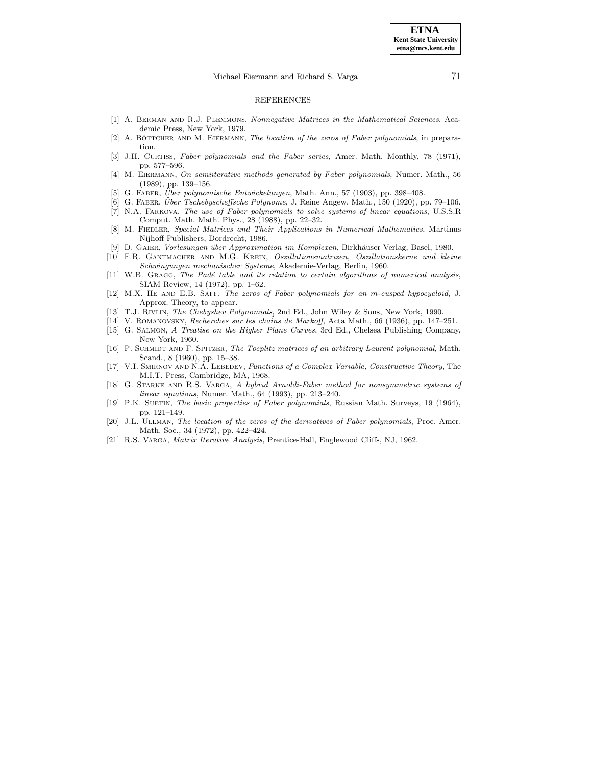## REFERENCES

[1] A. Berman and R.J. Plemmons, *Nonnegative Matrices in the Mathematical Sciences*, Academic Press, New York, 1979.

[2] A. Böttcher and M. Eiermann, *The location of the zeros of Faber polynomials*, in preparation.

[3] J.H. Curtiss, *Faber polynomials and the Faber series*, Amer. Math. Monthly, 78 (1971), pp. 577–596.

[4] M. Eiermann, *On semiiterative methods generated by Faber polynomials*, Numer. Math., 56 (1989), pp. 139–156.

[5] G. Faber, *Über polynomische Entwickelungen*, Math. Ann., 57 (1903), pp. 398–408.

[6] G. Faber, *Über Tschebyscheffsche Polynome*, J. Reine Angew. Math., 150 (1920), pp. 79–106.

[7] N.A. Farkova, *The use of Faber polynomials to solve systems of linear equations*, U.S.S.R Comput. Math. Math. Phys., 28 (1988), pp. 22–32.

[8] M. Fiedler, *Special Matrices and Their Applications in Numerical Mathematics*, Martinus Nijhoff Publishers, Dordrecht, 1986.

[9] D. Gaier, *Vorlesungen über Approximation im Komplexen*, Birkhäuser Verlag, Basel, 1980.

[10] F.R. Gantmacher and M.G. Krein, *Oszillationsmatrizen, Oszillationskerne und kleine Schwingungen mechanischer Systeme*, Akademie-Verlag, Berlin, 1960.

[11] W.B. Gragg, *The Padé table and its relation to certain algorithms of numerical analysis*, SIAM Review, 14 (1972), pp. 1–62.

[12] M.X. He and E.B. Saff, *The zeros of Faber polynomials for an m-cusped hypocycloid*, J. Approx. Theory, to appear.

[13] T.J. Rivlin, *The Chebyshev Polynomials*, 2nd Ed., John Wiley & Sons, New York, 1990.

[14] V. Romanovsky, *Recherches sur les chains de Markoff*, Acta Math., 66 (1936), pp. 147–251.

[15] G. Salmon, *A Treatise on the Higher Plane Curves*, 3rd Ed., Chelsea Publishing Company, New York, 1960.

[16] P. Schmidt and F. Spitzer, *The Toeplitz matrices of an arbitrary Laurent polynomial*, Math. Scand., 8 (1960), pp. 15–38.

[17] V.I. Smirnov and N.A. Lebedev, *Functions of a Complex Variable, Constructive Theory*, The M.I.T. Press, Cambridge, MA, 1968.

[18] G. Starke and R.S. Varga, *A hybrid Arnoldi-Faber method for nonsymmetric systems of linear equations*, Numer. Math., 64 (1993), pp. 213–240.

[19] P.K. Suetin, *The basic properties of Faber polynomials*, Russian Math. Surveys, 19 (1964), pp. 121–149.

[20] J.L. Ullman, *The location of the zeros of the derivatives of Faber polynomials*, Proc. Amer. Math. Soc., 34 (1972), pp. 422–424.

[21] R.S. Varga, *Matrix Iterative Analysis*, Prentice-Hall, Englewood Cliffs, NJ, 1962.